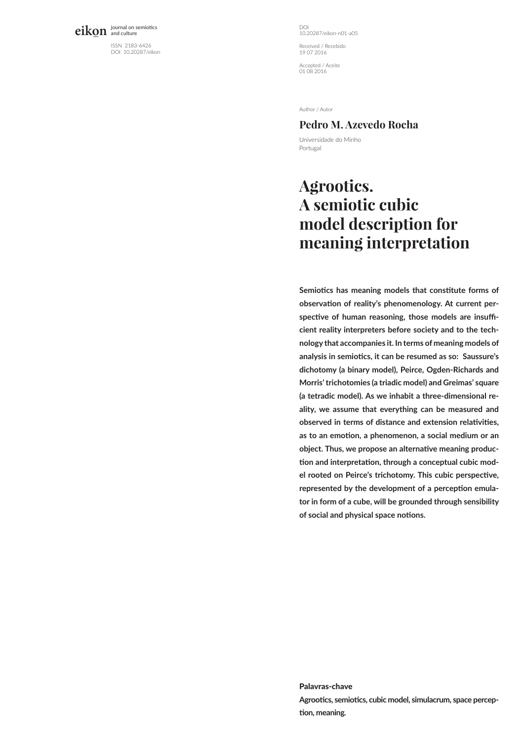eikon journal on semiotics and culture

ISSN 2183-6426
DOI 10.20287/eikon

DOI
10.20287/eikon-n01-a05

Received / Recebido
19 07 2016

Accepted / Aceite
01 08 2016

Author / Autor

**Pedro M. Azevedo Rocha**

Universidade do Minho
Portugal

# Agrootics. A semiotic cubic model description for meaning interpretation

**Semiotics has meaning models that constitute forms of observation of reality's phenomenology. At current perspective of human reasoning, those models are insufficient reality interpreters before society and to the technology that accompanies it. In terms of meaning models of analysis in semiotics, it can be resumed as so: Saussure's dichotomy (a binary model), Peirce, Ogden-Richards and Morris' trichotomies (a triadic model) and Greimas' square (a tetradic model). As we inhabit a three-dimensional reality, we assume that everything can be measured and observed in terms of distance and extension relativities, as to an emotion, a phenomenon, a social medium or an object. Thus, we propose an alternative meaning production and interpretation, through a conceptual cubic model rooted on Peirce's trichotomy. This cubic perspective, represented by the development of a perception emulator in form of a cube, will be grounded through sensibility of social and physical space notions.**

**Palavras-chave**

**Agrootics, semiotics, cubic model, simulacrum, space perception, meaning.**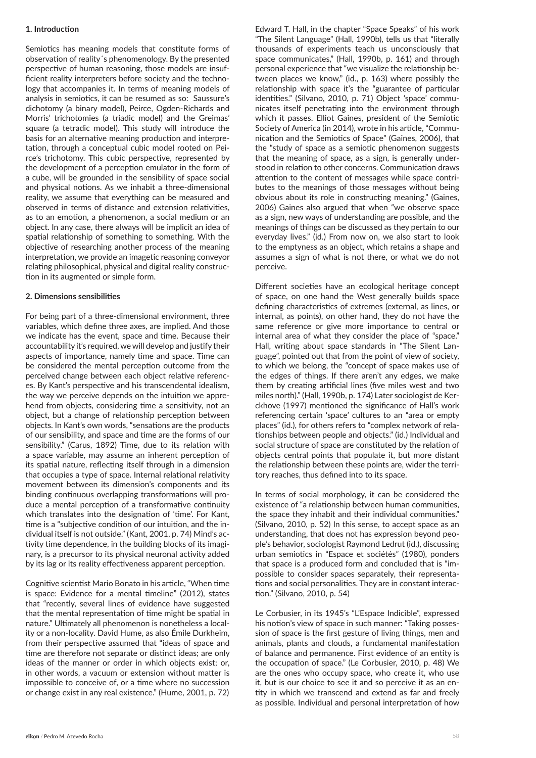## 1. Introduction

Semiotics has meaning models that constitute forms of observation of reality´s phenomenology. By the presented perspective of human reasoning, those models are insufficient reality interpreters before society and the technology that accompanies it. In terms of meaning models of analysis in semiotics, it can be resumed as so: Saussure's dichotomy (a binary model), Peirce, Ogden-Richards and Morris' trichotomies (a triadic model) and the Greimas' square (a tetradic model). This study will introduce the basis for an alternative meaning production and interpretation, through a conceptual cubic model rooted on Peirce's trichotomy. This cubic perspective, represented by the development of a perception emulator in the form of a cube, will be grounded in the sensibility of space social and physical notions. As we inhabit a three-dimensional reality, we assume that everything can be measured and observed in terms of distance and extension relativities, as to an emotion, a phenomenon, a social medium or an object. In any case, there always will be implicit an idea of spatial relationship of something to something. With the objective of researching another process of the meaning interpretation, we provide an imagetic reasoning conveyor relating philosophical, physical and digital reality construction in its augmented or simple form.

## 2. Dimensions sensibilities

For being part of a three-dimensional environment, three variables, which define three axes, are implied. And those we indicate has the event, space and time. Because their accountability it's required, we will develop and justify their aspects of importance, namely time and space. Time can be considered the mental perception outcome from the perceived change between each object relative references. By Kant's perspective and his transcendental idealism, the way we perceive depends on the intuition we apprehend from objects, considering time a sensitivity, not an object, but a change of relationship perception between objects. In Kant's own words, "sensations are the products of our sensibility, and space and time are the forms of our sensibility." (Carus, 1892) Time, due to its relation with a space variable, may assume an inherent perception of its spatial nature, reflecting itself through in a dimension that occupies a type of space. Internal relational relativity movement between its dimension's components and its binding continuous overlapping transformations will produce a mental perception of a transformative continuity which translates into the designation of 'time'. For Kant, time is a "subjective condition of our intuition, and the individual itself is not outside." (Kant, 2001, p. 74) Mind's activity time dependence, in the building blocks of its imaginary, is a precursor to its physical neuronal activity added by its lag or its reality effectiveness apparent perception.

Cognitive scientist Mario Bonato in his article, "When time is space: Evidence for a mental timeline" (2012), states that "recently, several lines of evidence have suggested that the mental representation of time might be spatial in nature." Ultimately all phenomenon is nonetheless a locality or a non-locality. David Hume, as also Émile Durkheim, from their perspective assumed that "ideas of space and time are therefore not separate or distinct ideas; are only ideas of the manner or order in which objects exist; or, in other words, a vacuum or extension without matter is impossible to conceive of, or a time where no succession or change exist in any real existence." (Hume, 2001, p. 72)

Edward T. Hall, in the chapter "Space Speaks" of his work "The Silent Language" (Hall, 1990b), tells us that "literally thousands of experiments teach us unconsciously that space communicates," (Hall, 1990b, p. 161) and through personal experience that "we visualize the relationship between places we know," (id., p. 163) where possibly the relationship with space it's the "guarantee of particular identities." (Silvano, 2010, p. 71) Object 'space' communicates itself penetrating into the environment through which it passes. Elliot Gaines, president of the Semiotic Society of America (in 2014), wrote in his article, "Communication and the Semiotics of Space" (Gaines, 2006), that the "study of space as a semiotic phenomenon suggests that the meaning of space, as a sign, is generally understood in relation to other concerns. Communication draws attention to the content of messages while space contributes to the meanings of those messages without being obvious about its role in constructing meaning." (Gaines, 2006) Gaines also argued that when "we observe space as a sign, new ways of understanding are possible, and the meanings of things can be discussed as they pertain to our everyday lives." (id.) From now on, we also start to look to the emptyness as an object, which retains a shape and assumes a sign of what is not there, or what we do not perceive.

Different societies have an ecological heritage concept of space, on one hand the West generally builds space defining characteristics of extremes (external, as lines, or internal, as points), on other hand, they do not have the same reference or give more importance to central or internal area of what they consider the place of "space." Hall, writing about space standards in "The Silent Language", pointed out that from the point of view of society, to which we belong, the "concept of space makes use of the edges of things. If there aren't any edges, we make them by creating artificial lines (five miles west and two miles north)." (Hall, 1990b, p. 174) Later sociologist de Kerckhove (1997) mentioned the significance of Hall's work referencing certain 'space' cultures to an "area or empty places" (id.), for others refers to "complex network of relationships between people and objects." (id.) Individual and social structure of space are constituted by the relation of objects central points that populate it, but more distant the relationship between these points are, wider the territory reaches, thus defined into to its space.

In terms of social morphology, it can be considered the existence of "a relationship between human communities, the space they inhabit and their individual communities." (Silvano, 2010, p. 52) In this sense, to accept space as an understanding, that does not has expression beyond people's behavior, sociologist Raymond Ledrut (id.), discussing urban semiotics in "Espace et sociétés" (1980), ponders that space is a produced form and concluded that is "impossible to consider spaces separately, their representations and social personalities. They are in constant interaction." (Silvano, 2010, p. 54)

Le Corbusier, in its 1945's "L'Espace Indicible", expressed his notion's view of space in such manner: "Taking possession of space is the first gesture of living things, men and animals, plants and clouds, a fundamental manifestation of balance and permanence. First evidence of an entity is the occupation of space." (Le Corbusier, 2010, p. 48) We are the ones who occupy space, who create it, who use it, but is our choice to see it and so perceive it as an entity in which we transcend and extend as far and freely as possible. Individual and personal interpretation of how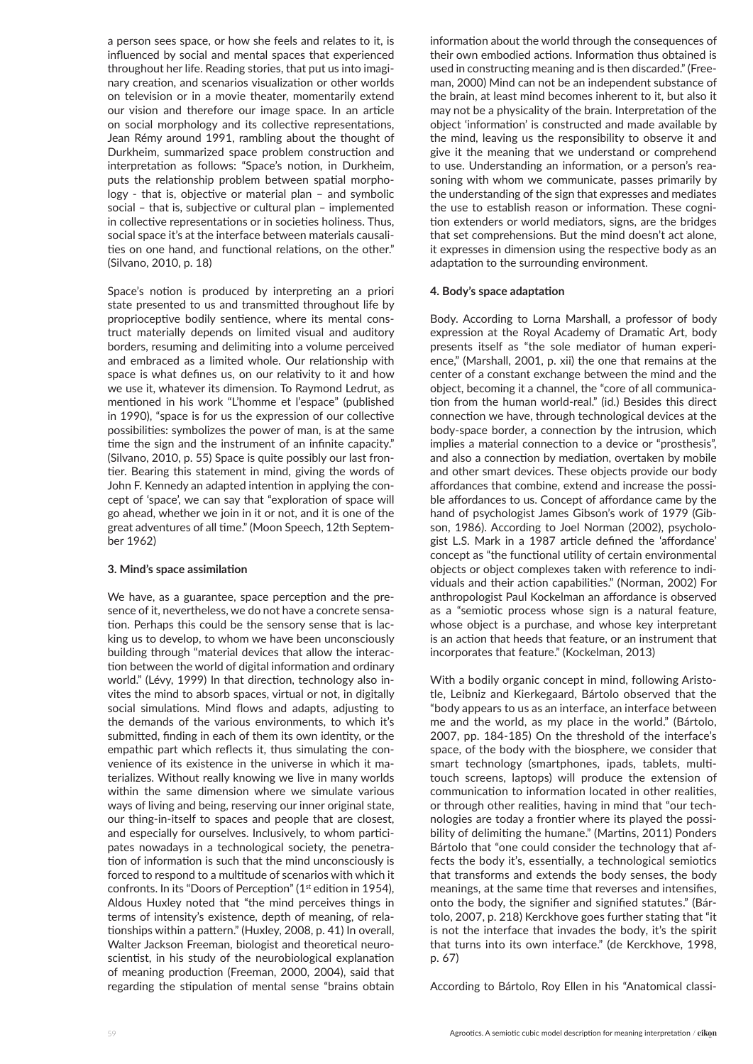a person sees space, or how she feels and relates to it, is influenced by social and mental spaces that experienced throughout her life. Reading stories, that put us into imaginary creation, and scenarios visualization or other worlds on television or in a movie theater, momentarily extend our vision and therefore our image space. In an article on social morphology and its collective representations, Jean Rémy around 1991, rambling about the thought of Durkheim, summarized space problem construction and interpretation as follows: "Space's notion, in Durkheim, puts the relationship problem between spatial morphology - that is, objective or material plan – and symbolic social – that is, subjective or cultural plan – implemented in collective representations or in societies holiness. Thus, social space it's at the interface between materials causalities on one hand, and functional relations, on the other." (Silvano, 2010, p. 18)

Space's notion is produced by interpreting an a priori state presented to us and transmitted throughout life by proprioceptive bodily sentience, where its mental construct materially depends on limited visual and auditory borders, resuming and delimiting into a volume perceived and embraced as a limited whole. Our relationship with space is what defines us, on our relativity to it and how we use it, whatever its dimension. To Raymond Ledrut, as mentioned in his work "L'homme et l'espace" (published in 1990), "space is for us the expression of our collective possibilities: symbolizes the power of man, is at the same time the sign and the instrument of an infinite capacity." (Silvano, 2010, p. 55) Space is quite possibly our last frontier. Bearing this statement in mind, giving the words of John F. Kennedy an adapted intention in applying the concept of 'space', we can say that "exploration of space will go ahead, whether we join in it or not, and it is one of the great adventures of all time." (Moon Speech, 12th September 1962)

#### 3. Mind's space assimilation

We have, as a guarantee, space perception and the presence of it, nevertheless, we do not have a concrete sensation. Perhaps this could be the sensory sense that is lacking us to develop, to whom we have been unconsciously building through "material devices that allow the interaction between the world of digital information and ordinary world." (Lévy, 1999) In that direction, technology also invites the mind to absorb spaces, virtual or not, in digitally social simulations. Mind flows and adapts, adjusting to the demands of the various environments, to which it's submitted, finding in each of them its own identity, or the empathic part which reflects it, thus simulating the convenience of its existence in the universe in which it materializes. Without really knowing we live in many worlds within the same dimension where we simulate various ways of living and being, reserving our inner original state, our thing-in-itself to spaces and people that are closest, and especially for ourselves. Inclusively, to whom participates nowadays in a technological society, the penetration of information is such that the mind unconsciously is forced to respond to a multitude of scenarios with which it confronts. In its "Doors of Perception" (1st edition in 1954), Aldous Huxley noted that "the mind perceives things in terms of intensity's existence, depth of meaning, of relationships within a pattern." (Huxley, 2008, p. 41) In overall, Walter Jackson Freeman, biologist and theoretical neuroscientist, in his study of the neurobiological explanation of meaning production (Freeman, 2000, 2004), said that regarding the stipulation of mental sense "brains obtain information about the world through the consequences of their own embodied actions. Information thus obtained is used in constructing meaning and is then discarded." (Freeman, 2000) Mind can not be an independent substance of the brain, at least mind becomes inherent to it, but also it may not be a physicality of the brain. Interpretation of the object 'information' is constructed and made available by the mind, leaving us the responsibility to observe it and give it the meaning that we understand or comprehend to use. Understanding an information, or a person's reasoning with whom we communicate, passes primarily by the understanding of the sign that expresses and mediates the use to establish reason or information. These cognition extenders or world mediators, signs, are the bridges that set comprehensions. But the mind doesn't act alone, it expresses in dimension using the respective body as an adaptation to the surrounding environment.

#### 4. Body's space adaptation

Body. According to Lorna Marshall, a professor of body expression at the Royal Academy of Dramatic Art, body presents itself as "the sole mediator of human experience," (Marshall, 2001, p. xii) the one that remains at the center of a constant exchange between the mind and the object, becoming it a channel, the "core of all communication from the human world-real." (id.) Besides this direct connection we have, through technological devices at the body-space border, a connection by the intrusion, which implies a material connection to a device or "prosthesis", and also a connection by mediation, overtaken by mobile and other smart devices. These objects provide our body affordances that combine, extend and increase the possible affordances to us. Concept of affordance came by the hand of psychologist James Gibson's work of 1979 (Gibson, 1986). According to Joel Norman (2002), psychologist L.S. Mark in a 1987 article defined the 'affordance' concept as "the functional utility of certain environmental objects or object complexes taken with reference to individuals and their action capabilities." (Norman, 2002) For anthropologist Paul Kockelman an affordance is observed as a "semiotic process whose sign is a natural feature, whose object is a purchase, and whose key interpretant is an action that heeds that feature, or an instrument that incorporates that feature." (Kockelman, 2013)

With a bodily organic concept in mind, following Aristotle, Leibniz and Kierkegaard, Bártolo observed that the "body appears to us as an interface, an interface between me and the world, as my place in the world." (Bártolo, 2007, pp. 184-185) On the threshold of the interface's space, of the body with the biosphere, we consider that smart technology (smartphones, ipads, tablets, multitouch screens, laptops) will produce the extension of communication to information located in other realities, or through other realities, having in mind that "our technologies are today a frontier where its played the possibility of delimiting the humane." (Martins, 2011) Ponders Bártolo that "one could consider the technology that affects the body it's, essentially, a technological semiotics that transforms and extends the body senses, the body meanings, at the same time that reverses and intensifies, onto the body, the signifier and signified statutes." (Bártolo, 2007, p. 218) Kerckhove goes further stating that "it is not the interface that invades the body, it's the spirit that turns into its own interface." (de Kerckhove, 1998, p. 67)

According to Bártolo, Roy Ellen in his "Anatomical classi-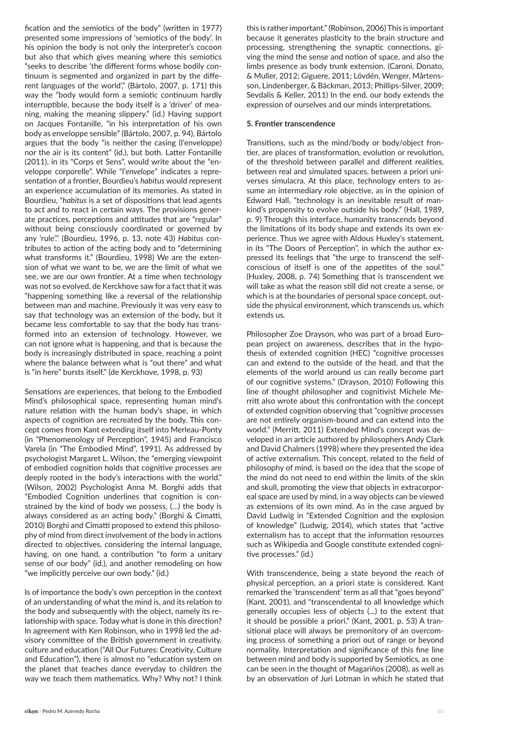fication and the semiotics of the body" (written in 1977) presented some impressions of 'semiotics of the body'. In his opinion the body is not only the interpreter's cocoon but also that which gives meaning where this semiotics "seeks to describe 'the different forms whose bodily continuum is segmented and organized in part by the different languages of the world'," (Bártolo, 2007, p. 171) this way the "body would form a semiotic continuum hardly interruptible, because the body itself is a 'driver' of meaning, making the meaning slippery." (id.) Having support on Jacques Fontanille, "in his interpretation of his own body as enveloppe sensible" (Bártolo, 2007, p. 94), Bártolo argues that the body "is neither the casing (l'enveloppe) nor the air is its content" (id.), but both. Latter Fontanille (2011), in its "Corps et Sens", would write about the "enveloppe corporelle". While "l'*envelope*" indicates a representation of a frontier, Bourdieu's *habitus* would represent an experience accumulation of its memories. As stated in Bourdieu, "*habitus* is a set of dispositions that lead agents to act and to react in certain ways. The provisions generate practices, perceptions and attitudes that are "regular" without being consciously coordinated or governed by any 'rule'." (Bourdieu, 1996, p. 13, note 43) *Habitus* contributes to action of the acting body and to "determining what transforms it." (Bourdieu, 1998) We are the extension of what we want to be, we are the limit of what we see, we are our own frontier. At a time when technology was not so evolved, de Kerckhove saw for a fact that it was "happening something like a reversal of the relationship between man and machine. Previously it was very easy to say that technology was an extension of the body, but it became less comfortable to say that the body has transformed into an extension of technology. However, we can not ignore what is happening, and that is because the body is increasingly distributed in space, reaching a point where the balance between what is "out there" and what is "in here" bursts itself." (de Kerckhove, 1998, p. 93)

Sensations are experiences, that belong to the Embodied Mind's philosophical space, representing human mind's nature relation with the human body's shape, in which aspects of cognition are recreated by the body. This concept comes from Kant extending itself into Merleau-Ponty (in "Phenomenology of Perception", 1945) and Francisco Varela (in "The Embodied Mind", 1991). As addressed by psychologist Margaret L. Wilson, the "emerging viewpoint of embodied cognition holds that cognitive processes are deeply rooted in the body's interactions with the world." (Wilson, 2002) Psychologist Anna M. Borghi adds that "Embodied Cognition underlines that cognition is constrained by the kind of body we possess, (...) the body is always considered as an acting body." (Borghi & Cimatti, 2010) Borghi and Cimatti proposed to extend this philosophy of mind from direct involvement of the body in actions directed to objectives, considering the internal language, having, on one hand, a contribution "to form a unitary sense of our body" (id.), and another remodeling on how "we implicitly perceive our own body." (id.)

Is of importance the body's own perception in the context of an understanding of what the mind is, and its relation to the body and subsequently with the object, namely its relationship with space. Today what is done in this direction? In agreement with Ken Robinson, who in 1998 led the advisory committee of the British government in creativity, culture and education ("All Our Futures: Creativity, Culture and Education"), there is almost no "education system on the planet that teaches dance everyday to children the way we teach them mathematics. Why? Why not? I think this is rather important." (Robinson, 2006) This is important because it generates plasticity to the brain structure and processing, strengthening the synaptic connections, giving the mind the sense and notion of space, and also the limbs presence as body trunk extension. (Caroni, Donato, & Muller, 2012; Giguere, 2011; Lövdén, Wenger, Mårtensson, Lindenberger, & Bäckman, 2013; Phillips-Silver, 2009; Sevdalis & Keller, 2011) In the end, our body extends the expression of ourselves and our minds interpretations.

#### 5. Frontier transcendence

Transitions, such as the mind/body or body/object frontier, are places of transformation, evolution or revolution, of the threshold between parallel and different realities, between real and simulated spaces, between a priori universes simulacra. At this place, technology enters to assume an intermediary role objective, as in the opinion of Edward Hall, "technology is an inevitable result of mankind's propensity to evolve outside his body." (Hall, 1989, p. 9) Through this interface, humanity transcends beyond the limitations of its body shape and extends its own experience. Thus we agree with Aldous Huxley's statement, in its "The Doors of Perception", in which the author expressed its feelings that "the urge to transcend the self-conscious of itself is one of the appetites of the soul." (Huxley, 2008, p. 74) Something that is transcendent we will take as what the reason still did not create a sense, or which is at the boundaries of personal space concept, outside the physical environment, which transcends us, which extends us.

Philosopher Zoe Drayson, who was part of a broad European project on awareness, describes that in the hypothesis of extended cognition (HEC) "cognitive processes can and extend to the outside of the head, and that the elements of the world around us can really become part of our cognitive systems." (Drayson, 2010) Following this line of thought philosopher and cognitivist Michele Merritt also wrote about this confrontation with the concept of extended cognition observing that "cognitive processes are not entirely organism-bound and can extend into the world." (Merritt, 2011) Extended Mind's concept was developed in an article authored by philosophers Andy Clark and David Chalmers (1998) where they presented the idea of active externalism. This concept, related to the field of philosophy of mind, is based on the idea that the scope of the mind do not need to end within the limits of the skin and skull, promoting the view that objects in extracorporeal space are used by mind, in a way objects can be viewed as extensions of its own mind. As in the case argued by David Ludwig in "Extended Cognition and the explosion of knowledge" (Ludwig, 2014), which states that "active externalism has to accept that the information resources such as Wikipedia and Google constitute extended cognitive processes." (id.)

With transcendence, being a state beyond the reach of physical perception, an a priori state is considered. Kant remarked the 'transcendent' term as all that "goes beyond" (Kant, 2001), and "transcendental to all knowledge which generally occupies less of objects (...) to the extent that it should be possible a priori." (Kant, 2001, p. 53) A transitional place will always be premonitory of an overcoming process of something a priori out of range or beyond normality. Interpretation and significance of this fine line between mind and body is supported by Semiotics, as one can be seen in the thought of Magariños (2008), as well as by an observation of Juri Lotman in which he stated that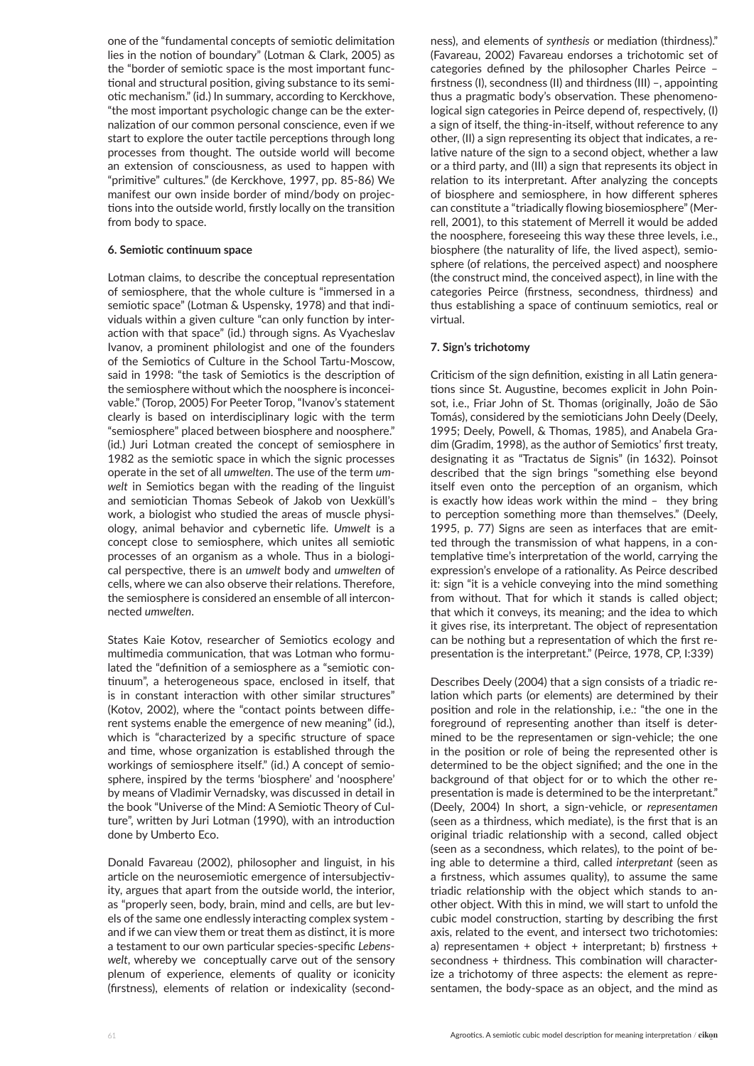one of the "fundamental concepts of semiotic delimitation lies in the notion of boundary" (Lotman & Clark, 2005) as the "border of semiotic space is the most important functional and structural position, giving substance to its semiotic mechanism." (id.) In summary, according to Kerckhove, "the most important psychologic change can be the externalization of our common personal conscience, even if we start to explore the outer tactile perceptions through long processes from thought. The outside world will become an extension of consciousness, as used to happen with "primitive" cultures." (de Kerckhove, 1997, pp. 85-86) We manifest our own inside border of mind/body on projections into the outside world, firstly locally on the transition from body to space.

#### 6. Semiotic continuum space

Lotman claims, to describe the conceptual representation of semiosphere, that the whole culture is "immersed in a semiotic space" (Lotman & Uspensky, 1978) and that individuals within a given culture "can only function by interaction with that space" (id.) through signs. As Vyacheslav Ivanov, a prominent philologist and one of the founders of the Semiotics of Culture in the School Tartu-Moscow, said in 1998: "the task of Semiotics is the description of the semiosphere without which the noosphere is inconceivable." (Torop, 2005) For Peeter Torop, "Ivanov's statement clearly is based on interdisciplinary logic with the term "semiosphere" placed between biosphere and noosphere." (id.) Juri Lotman created the concept of semiosphere in 1982 as the semiotic space in which the signic processes operate in the set of all *umwelten*. The use of the term *umwelt* in Semiotics began with the reading of the linguist and semiotician Thomas Sebeok of Jakob von Uexküll's work, a biologist who studied the areas of muscle physiology, animal behavior and cybernetic life. *Umwelt* is a concept close to semiosphere, which unites all semiotic processes of an organism as a whole. Thus in a biological perspective, there is an *umwelt* body and *umwelten* of cells, where we can also observe their relations. Therefore, the semiosphere is considered an ensemble of all interconnected *umwelten*.

States Kaie Kotov, researcher of Semiotics ecology and multimedia communication, that was Lotman who formulated the "definition of a semiosphere as a "semiotic continuum", a heterogeneous space, enclosed in itself, that is in constant interaction with other similar structures" (Kotov, 2002), where the "contact points between different systems enable the emergence of new meaning" (id.), which is "characterized by a specific structure of space and time, whose organization is established through the workings of semiosphere itself." (id.) A concept of semiosphere, inspired by the terms 'biosphere' and 'noosphere' by means of Vladimir Vernadsky, was discussed in detail in the book "Universe of the Mind: A Semiotic Theory of Culture", written by Juri Lotman (1990), with an introduction done by Umberto Eco.

Donald Favareau (2002), philosopher and linguist, in his article on the neurosemiotic emergence of intersubjectivity, argues that apart from the outside world, the interior, as "properly seen, body, brain, mind and cells, are but levels of the same one endlessly interacting complex system - and if we can view them or treat them as distinct, it is more a testament to our own particular species-specific *Lebenswelt*, whereby we conceptually carve out of the sensory plenum of experience, elements of quality or iconicity (firstness), elements of relation or indexicality (secondness), and elements of *synthesis* or mediation (thirdness)." (Favareau, 2002) Favareau endorses a trichotomic set of categories defined by the philosopher Charles Peirce – firstness (I), secondness (II) and thirdness (III) –, appointing thus a pragmatic body's observation. These phenomenological sign categories in Peirce depend of, respectively, (I) a sign of itself, the thing-in-itself, without reference to any other, (II) a sign representing its object that indicates, a relative nature of the sign to a second object, whether a law or a third party, and (III) a sign that represents its object in relation to its interpretant. After analyzing the concepts of biosphere and semiosphere, in how different spheres can constitute a "triadically flowing biosemiosphere" (Merrell, 2001), to this statement of Merrell it would be added the noosphere, foreseeing this way these three levels, i.e., biosphere (the naturality of life, the lived aspect), semiosphere (of relations, the perceived aspect) and noosphere (the construct mind, the conceived aspect), in line with the categories Peirce (firstness, secondness, thirdness) and thus establishing a space of continuum semiotics, real or virtual.

#### 7. Sign's trichotomy

Criticism of the sign definition, existing in all Latin generations since St. Augustine, becomes explicit in John Poinsot, i.e., Friar John of St. Thomas (originally, João de São Tomás), considered by the semioticians John Deely (Deely, 1995; Deely, Powell, & Thomas, 1985), and Anabela Gradim (Gradim, 1998), as the author of Semiotics' first treaty, designating it as "Tractatus de Signis" (in 1632). Poinsot described that the sign brings "something else beyond itself even onto the perception of an organism, which is exactly how ideas work within the mind – they bring to perception something more than themselves." (Deely, 1995, p. 77) Signs are seen as interfaces that are emitted through the transmission of what happens, in a contemplative time's interpretation of the world, carrying the expression's envelope of a rationality. As Peirce described it: sign "it is a vehicle conveying into the mind something from without. That for which it stands is called object; that which it conveys, its meaning; and the idea to which it gives rise, its interpretant. The object of representation can be nothing but a representation of which the first representation is the interpretant." (Peirce, 1978, CP, I:339)

Describes Deely (2004) that a sign consists of a triadic relation which parts (or elements) are determined by their position and role in the relationship, i.e.: "the one in the foreground of representing another than itself is determined to be the representamen or sign-vehicle; the one in the position or role of being the represented other is determined to be the object signified; and the one in the background of that object for or to which the other representation is made is determined to be the interpretant." (Deely, 2004) In short, a sign-vehicle, or *representamen* (seen as a thirdness, which mediate), is the first that is an original triadic relationship with a second, called object (seen as a secondness, which relates), to the point of being able to determine a third, called *interpretant* (seen as a firstness, which assumes quality), to assume the same triadic relationship with the object which stands to another object. With this in mind, we will start to unfold the cubic model construction, starting by describing the first axis, related to the event, and intersect two trichotomies: a) representamen + object + interpretant; b) firstness + secondness + thirdness. This combination will characterize a trichotomy of three aspects: the element as representamen, the body-space as an object, and the mind as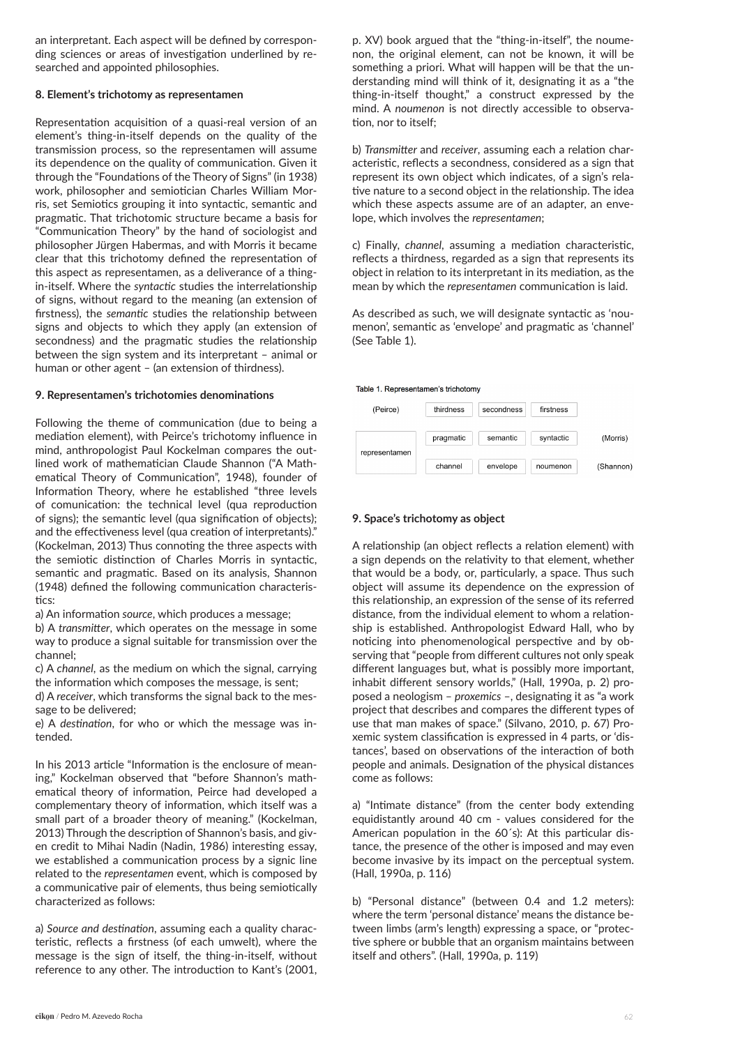an interpretant. Each aspect will be defined by corresponding sciences or areas of investigation underlined by researched and appointed philosophies.

### 8. Element's trichotomy as representamen

Representation acquisition of a quasi-real version of an element's thing-in-itself depends on the quality of the transmission process, so the representamen will assume its dependence on the quality of communication. Given it through the "Foundations of the Theory of Signs" (in 1938) work, philosopher and semiotician Charles William Morris, set Semiotics grouping it into syntactic, semantic and pragmatic. That trichotomic structure became a basis for "Communication Theory" by the hand of sociologist and philosopher Jürgen Habermas, and with Morris it became clear that this trichotomy defined the representation of this aspect as representamen, as a deliverance of a thing-in-itself. Where the *syntactic* studies the interrelationship of signs, without regard to the meaning (an extension of firstness), the *semantic* studies the relationship between signs and objects to which they apply (an extension of secondness) and the pragmatic studies the relationship between the sign system and its interpretant – animal or human or other agent – (an extension of thirdness).

### 9. Representamen's trichotomies denominations

Following the theme of communication (due to being a mediation element), with Peirce's trichotomy influence in mind, anthropologist Paul Kockelman compares the outlined work of mathematician Claude Shannon ("A Mathematical Theory of Communication", 1948), founder of Information Theory, where he established "three levels of comunication: the technical level (qua reproduction of signs); the semantic level (qua signification of objects); and the effectiveness level (qua creation of interpretants)." (Kockelman, 2013) Thus connoting the three aspects with the semiotic distinction of Charles Morris in syntactic, semantic and pragmatic. Based on its analysis, Shannon (1948) defined the following communication characteristics:

a) An information *source*, which produces a message;
b) A *transmitter*, which operates on the message in some way to produce a signal suitable for transmission over the channel;
c) A *channel*, as the medium on which the signal, carrying the information which composes the message, is sent;
d) A *receiver*, which transforms the signal back to the message to be delivered;
e) A *destination*, for who or which the message was intended.

In his 2013 article "Information is the enclosure of meaning," Kockelman observed that "before Shannon's mathematical theory of information, Peirce had developed a complementary theory of information, which itself was a small part of a broader theory of meaning." (Kockelman, 2013) Through the description of Shannon's basis, and given credit to Mihai Nadin (Nadin, 1986) interesting essay, we established a communication process by a signic line related to the *representamen* event, which is composed by a communicative pair of elements, thus being semiotically characterized as follows:

a) *Source and destination*, assuming each a quality characteristic, reflects a firstness (of each umwelt), where the message is the sign of itself, the thing-in-itself, without reference to any other. The introduction to Kant's (2001, p. XV) book argued that the "thing-in-itself", the noumenon, the original element, can not be known, it will be something a priori. What will happen will be that the understanding mind will think of it, designating it as a "the thing-in-itself thought," a construct expressed by the mind. A *noumenon* is not directly accessible to observation, nor to itself;

b) *Transmitter* and *receiver*, assuming each a relation characteristic, reflects a secondness, considered as a sign that represent its own object which indicates, of a sign's relative nature to a second object in the relationship. The idea which these aspects assume are of an adapter, an envelope, which involves the *representamen*;

c) Finally, *channel*, assuming a mediation characteristic, reflects a thirdness, regarded as a sign that represents its object in relation to its interpretant in its mediation, as the mean by which the *representamen* communication is laid.

As described as such, we will designate syntactic as 'noumenon', semantic as 'envelope' and pragmatic as 'channel' (See Table 1).

Table 1. Representamen's trichotomy

| (Peirce) | thirdness | secondness | firstness | |
|---|---|---|---|---|
| representamen | pragmatic | semantic | syntactic | (Morris) |
| | channel | envelope | noumenon | (Shannon) |

### 9. Space's trichotomy as object

A relationship (an object reflects a relation element) with a sign depends on the relativity to that element, whether that would be a body, or, particularly, a space. Thus such object will assume its dependence on the expression of this relationship, an expression of the sense of its referred distance, from the individual element to whom a relationship is established. Anthropologist Edward Hall, who by noticing into phenomenological perspective and by observing that "people from different cultures not only speak different languages but, what is possibly more important, inhabit different sensory worlds," (Hall, 1990a, p. 2) proposed a neologism – *proxemics* –, designating it as "a work project that describes and compares the different types of use that man makes of space." (Silvano, 2010, p. 67) Proxemic system classification is expressed in 4 parts, or 'distances', based on observations of the interaction of both people and animals. Designation of the physical distances come as follows:

a) "Intimate distance" (from the center body extending equidistantly around 40 cm - values considered for the American population in the 60´s): At this particular distance, the presence of the other is imposed and may even become invasive by its impact on the perceptual system. (Hall, 1990a, p. 116)

b) "Personal distance" (between 0.4 and 1.2 meters): where the term 'personal distance' means the distance between limbs (arm's length) expressing a space, or "protective sphere or bubble that an organism maintains between itself and others". (Hall, 1990a, p. 119)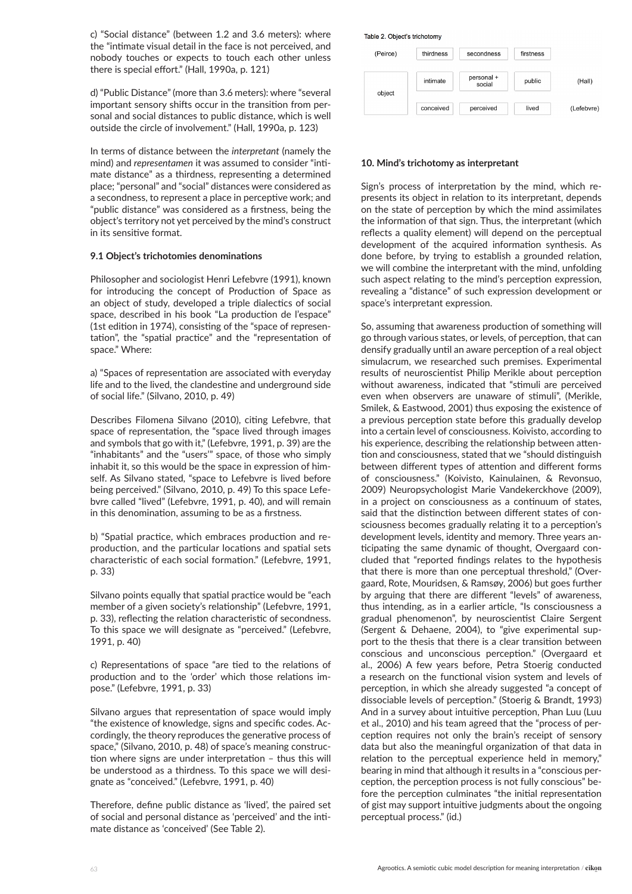c) “Social distance” (between 1.2 and 3.6 meters): where the “intimate visual detail in the face is not perceived, and nobody touches or expects to touch each other unless there is special effort.” (Hall, 1990a, p. 121)

d) “Public Distance” (more than 3.6 meters): where “several important sensory shifts occur in the transition from personal and social distances to public distance, which is well outside the circle of involvement.” (Hall, 1990a, p. 123)

In terms of distance between the *interpretant* (namely the mind) and *representamen* it was assumed to consider “intimate distance” as a thirdness, representing a determined place; “personal” and “social” distances were considered as a secondness, to represent a place in perceptive work; and “public distance” was considered as a firstness, being the object’s territory not yet perceived by the mind’s construct in its sensitive format.

### 9.1 Object’s trichotomies denominations

Philosopher and sociologist Henri Lefebvre (1991), known for introducing the concept of Production of Space as an object of study, developed a triple dialectics of social space, described in his book “La production de l’espace” (1st edition in 1974), consisting of the “space of representation”, the “spatial practice” and the “representation of space.” Where:

a) “Spaces of representation are associated with everyday life and to the lived, the clandestine and underground side of social life.” (Silvano, 2010, p. 49)

Describes Filomena Silvano (2010), citing Lefebvre, that space of representation, the “space lived through images and symbols that go with it,” (Lefebvre, 1991, p. 39) are the “inhabitants” and the “users’” space, of those who simply inhabit it, so this would be the space in expression of himself. As Silvano stated, “space to Lefebvre is lived before being perceived.” (Silvano, 2010, p. 49) To this space Lefebvre called “lived” (Lefebvre, 1991, p. 40), and will remain in this denomination, assuming to be as a firstness.

b) “Spatial practice, which embraces production and reproduction, and the particular locations and spatial sets characteristic of each social formation.” (Lefebvre, 1991, p. 33)

Silvano points equally that spatial practice would be “each member of a given society’s relationship” (Lefebvre, 1991, p. 33), reflecting the relation characteristic of secondness. To this space we will designate as “perceived.” (Lefebvre, 1991, p. 40)

c) Representations of space “are tied to the relations of production and to the ‘order’ which those relations impose.” (Lefebvre, 1991, p. 33)

Silvano argues that representation of space would imply “the existence of knowledge, signs and specific codes. Accordingly, the theory reproduces the generative process of space,” (Silvano, 2010, p. 48) of space’s meaning construction where signs are under interpretation – thus this will be understood as a thirdness. To this space we will designate as “conceived.” (Lefebvre, 1991, p. 40)

Therefore, define public distance as ‘lived’, the paired set of social and personal distance as ‘perceived’ and the intimate distance as ‘conceived’ (See Table 2).

Table 2. Object’s trichotomy

| (Peirce) | thirdness | secondness | firstness | |
|---|---|---|---|---|
| object | intimate | personal + social | public | (Hall) |
| | conceived | perceived | lived | (Lefebvre) |

### 10. Mind’s trichotomy as interpretant

Sign’s process of interpretation by the mind, which represents its object in relation to its interpretant, depends on the state of perception by which the mind assimilates the information of that sign. Thus, the interpretant (which reflects a quality element) will depend on the perceptual development of the acquired information synthesis. As done before, by trying to establish a grounded relation, we will combine the interpretant with the mind, unfolding such aspect relating to the mind’s perception expression, revealing a “distance” of such expression development or space’s interpretant expression.

So, assuming that awareness production of something will go through various states, or levels, of perception, that can densify gradually until an aware perception of a real object simulacrum, we researched such premises. Experimental results of neuroscientist Philip Merikle about perception without awareness, indicated that “stimuli are perceived even when observers are unaware of stimuli”, (Merikle, Smilek, & Eastwood, 2001) thus exposing the existence of a previous perception state before this gradually develop into a certain level of consciousness. Koivisto, according to his experience, describing the relationship between attention and consciousness, stated that we “should distinguish between different types of attention and different forms of consciousness.” (Koivisto, Kainulainen, & Revonsuo, 2009) Neuropsychologist Marie Vandekerckhove (2009), in a project on consciousness as a continuum of states, said that the distinction between different states of consciousness becomes gradually relating it to a perception’s development levels, identity and memory. Three years anticipating the same dynamic of thought, Overgaard concluded that “reported findings relates to the hypothesis that there is more than one perceptual threshold,” (Overgaard, Rote, Mouridsen, & Ramsøy, 2006) but goes further by arguing that there are different “levels” of awareness, thus intending, as in a earlier article, “Is consciousness a gradual phenomenon”, by neuroscientist Claire Sergent (Sergent & Dehaene, 2004), to “give experimental support to the thesis that there is a clear transition between conscious and unconscious perception.” (Overgaard et al., 2006) A few years before, Petra Stoerig conducted a research on the functional vision system and levels of perception, in which she already suggested “a concept of dissociable levels of perception.” (Stoerig & Brandt, 1993) And in a survey about intuitive perception, Phan Luu (Luu et al., 2010) and his team agreed that the “process of perception requires not only the brain’s receipt of sensory data but also the meaningful organization of that data in relation to the perceptual experience held in memory,” bearing in mind that although it results in a “conscious perception, the perception process is not fully conscious” before the perception culminates “the initial representation of gist may support intuitive judgments about the ongoing perceptual process.” (id.)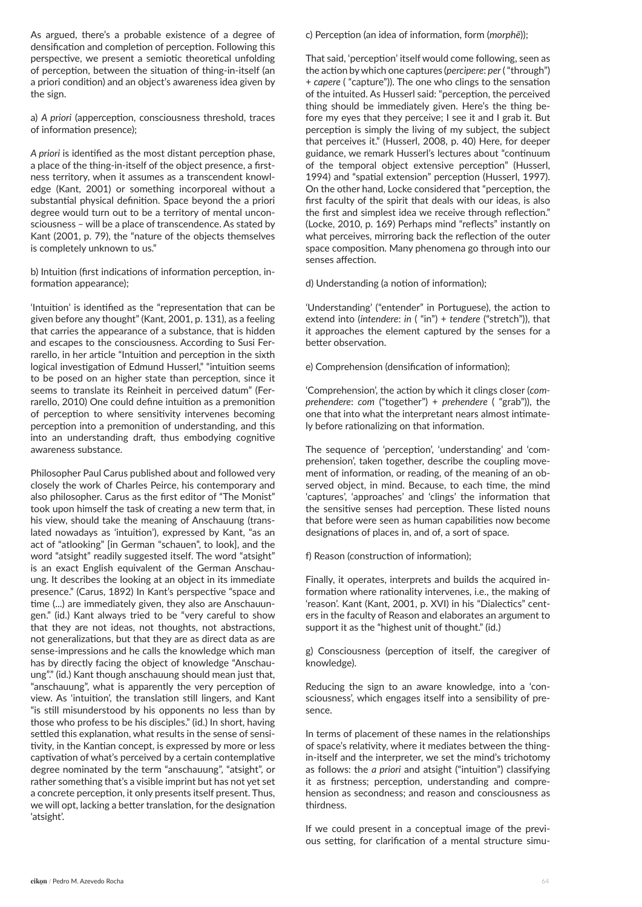As argued, there's a probable existence of a degree of densification and completion of perception. Following this perspective, we present a semiotic theoretical unfolding of perception, between the situation of thing-in-itself (an a priori condition) and an object's awareness idea given by the sign.

a) *A priori* (apperception, consciousness threshold, traces of information presence);

*A priori* is identified as the most distant perception phase, a place of the thing-in-itself of the object presence, a firstness territory, when it assumes as a transcendent knowledge (Kant, 2001) or something incorporeal without a substantial physical definition. Space beyond the a priori degree would turn out to be a territory of mental unconsciousness – will be a place of transcendence. As stated by Kant (2001, p. 79), the "nature of the objects themselves is completely unknown to us."

b) Intuition (first indications of information perception, information appearance);

'Intuition' is identified as the "representation that can be given before any thought" (Kant, 2001, p. 131), as a feeling that carries the appearance of a substance, that is hidden and escapes to the consciousness. According to Susi Ferrarello, in her article "Intuition and perception in the sixth logical investigation of Edmund Husserl," "intuition seems to be posed on an higher state than perception, since it seems to translate its Reinheit in perceived datum" (Ferrarello, 2010) One could define intuition as a premonition of perception to where sensitivity intervenes becoming perception into a premonition of understanding, and this into an understanding draft, thus embodying cognitive awareness substance.

Philosopher Paul Carus published about and followed very closely the work of Charles Peirce, his contemporary and also philosopher. Carus as the first editor of "The Monist" took upon himself the task of creating a new term that, in his view, should take the meaning of Anschauung (translated nowadays as 'intuition'), expressed by Kant, "as an act of "atlooking" [in German "schauen", to look], and the word "atsight" readily suggested itself. The word "atsight" is an exact English equivalent of the German Anschauung. It describes the looking at an object in its immediate presence." (Carus, 1892) In Kant's perspective "space and time (...) are immediately given, they also are Anschauungen." (id.) Kant always tried to be "very careful to show that they are not ideas, not thoughts, not abstractions, not generalizations, but that they are as direct data as are sense-impressions and he calls the knowledge which man has by directly facing the object of knowledge "Anschauung"." (id.) Kant though anschauung should mean just that, "anschauung", what is apparently the very perception of view. As 'intuition', the translation still lingers, and Kant "is still misunderstood by his opponents no less than by those who profess to be his disciples." (id.) In short, having settled this explanation, what results in the sense of sensitivity, in the Kantian concept, is expressed by more or less captivation of what's perceived by a certain contemplative degree nominated by the term "anschauung", "atsight", or rather something that's a visible imprint but has not yet set a concrete perception, it only presents itself present. Thus, we will opt, lacking a better translation, for the designation 'atsight'.

c) Perception (an idea of information, form (*morphē*));

That said, 'perception' itself would come following, seen as the action by which one captures (*percipere*: *per* ( "through") + *capere* ( "capture")). The one who clings to the sensation of the intuited. As Husserl said: "perception, the perceived thing should be immediately given. Here's the thing before my eyes that they perceive; I see it and I grab it. But perception is simply the living of my subject, the subject that perceives it." (Husserl, 2008, p. 40) Here, for deeper guidance, we remark Husserl's lectures about "continuum of the temporal object extensive perception" (Husserl, 1994) and "spatial extension" perception (Husserl, 1997). On the other hand, Locke considered that "perception, the first faculty of the spirit that deals with our ideas, is also the first and simplest idea we receive through reflection." (Locke, 2010, p. 169) Perhaps mind "reflects" instantly on what perceives, mirroring back the reflection of the outer space composition. Many phenomena go through into our senses affection.

d) Understanding (a notion of information);

'Understanding' ("entender" in Portuguese), the action to extend into (*intendere*: *in* ( "in") + *tendere* ("stretch")), that it approaches the element captured by the senses for a better observation.

e) Comprehension (densification of information);

'Comprehension', the action by which it clings closer (*comprehendere*: *com* ("together") + *prehendere* ( "grab")), the one that into what the interpretant nears almost intimately before rationalizing on that information.

The sequence of 'perception', 'understanding' and 'comprehension', taken together, describe the coupling movement of information, or reading, of the meaning of an observed object, in mind. Because, to each time, the mind 'captures', 'approaches' and 'clings' the information that the sensitive senses had perception. These listed nouns that before were seen as human capabilities now become designations of places in, and of, a sort of space.

f) Reason (construction of information);

Finally, it operates, interprets and builds the acquired information where rationality intervenes, i.e., the making of 'reason'. Kant (Kant, 2001, p. XVI) in his "Dialectics" centers in the faculty of Reason and elaborates an argument to support it as the "highest unit of thought." (id.)

g) Consciousness (perception of itself, the caregiver of knowledge).

Reducing the sign to an aware knowledge, into a 'consciousness', which engages itself into a sensibility of presence.

In terms of placement of these names in the relationships of space's relativity, where it mediates between the thing-in-itself and the interpreter, we set the mind's trichotomy as follows: the *a priori* and atsight ("intuition") classifying it as firstness; perception, understanding and comprehension as secondness; and reason and consciousness as thirdness.

If we could present in a conceptual image of the previous setting, for clarification of a mental structure simu-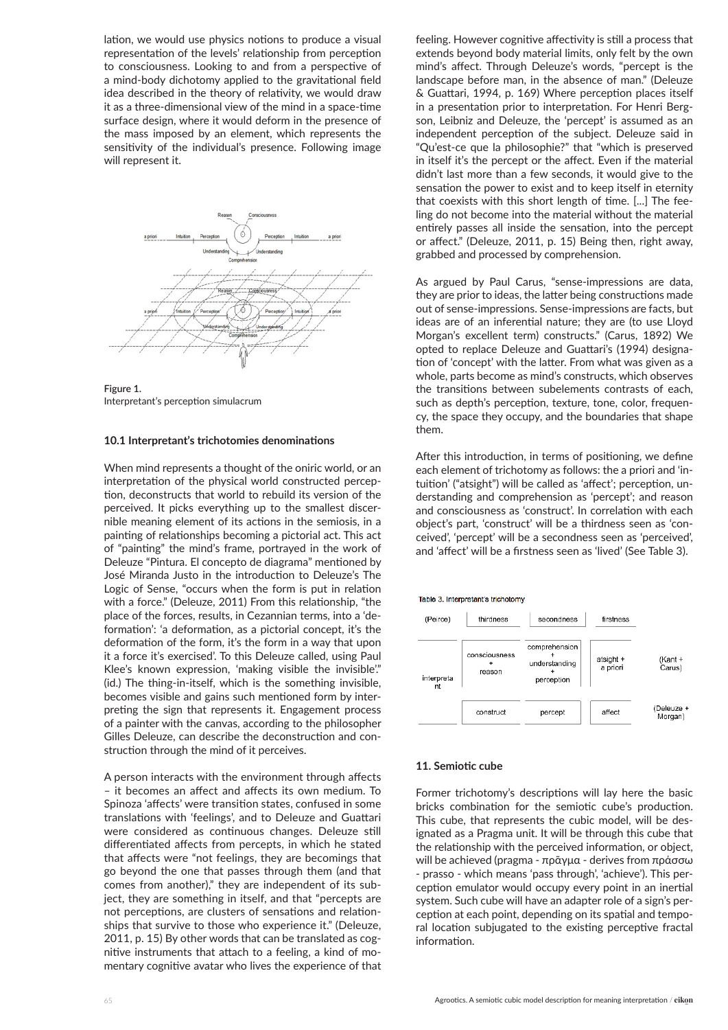lation, we would use physics notions to produce a visual representation of the levels' relationship from perception to consciousness. Looking to and from a perspective of a mind-body dichotomy applied to the gravitational field idea described in the theory of relativity, we would draw it as a three-dimensional view of the mind in a space-time surface design, where it would deform in the presence of the mass imposed by an element, which represents the sensitivity of the individual's presence. Following image will represent it.

**Figure 1.**
Interpretant's perception simulacrum

### 10.1 Interpretant's trichotomies denominations

When mind represents a thought of the oniric world, or an interpretation of the physical world constructed perception, deconstructs that world to rebuild its version of the perceived. It picks everything up to the smallest discernible meaning element of its actions in the semiosis, in a painting of relationships becoming a pictorial act. This act of "painting" the mind's frame, portrayed in the work of Deleuze "Pintura. El concepto de diagrama" mentioned by José Miranda Justo in the introduction to Deleuze's The Logic of Sense, "occurs when the form is put in relation with a force." (Deleuze, 2011) From this relationship, "the place of the forces, results, in Cezannian terms, into a 'deformation': 'a deformation, as a pictorial concept, it's the deformation of the form, it's the form in a way that upon it a force it's exercised'. To this Deleuze called, using Paul Klee's known expression, 'making visible the invisible'." (id.) The thing-in-itself, which is the something invisible, becomes visible and gains such mentioned form by interpreting the sign that represents it. Engagement process of a painter with the canvas, according to the philosopher Gilles Deleuze, can describe the deconstruction and construction through the mind of it perceives.

A person interacts with the environment through affects – it becomes an affect and affects its own medium. To Spinoza 'affects' were transition states, confused in some translations with 'feelings', and to Deleuze and Guattari were considered as continuous changes. Deleuze still differentiated affects from percepts, in which he stated that affects were "not feelings, they are becomings that go beyond the one that passes through them (and that comes from another)," they are independent of its subject, they are something in itself, and that "percepts are not perceptions, are clusters of sensations and relationships that survive to those who experience it." (Deleuze, 2011, p. 15) By other words that can be translated as cognitive instruments that attach to a feeling, a kind of momentary cognitive avatar who lives the experience of that feeling. However cognitive affectivity is still a process that extends beyond body material limits, only felt by the own mind's affect. Through Deleuze's words, "percept is the landscape before man, in the absence of man." (Deleuze & Guattari, 1994, p. 169) Where perception places itself in a presentation prior to interpretation. For Henri Bergson, Leibniz and Deleuze, the 'percept' is assumed as an independent perception of the subject. Deleuze said in "Qu'est-ce que la philosophie?" that "which is preserved in itself it's the percept or the affect. Even if the material didn't last more than a few seconds, it would give to the sensation the power to exist and to keep itself in eternity that coexists with this short length of time. [...] The feeling do not become into the material without the material entirely passes all inside the sensation, into the percept or affect." (Deleuze, 2011, p. 15) Being then, right away, grabbed and processed by comprehension.

As argued by Paul Carus, "sense-impressions are data, they are prior to ideas, the latter being constructions made out of sense-impressions. Sense-impressions are facts, but ideas are of an inferential nature; they are (to use Lloyd Morgan's excellent term) constructs." (Carus, 1892) We opted to replace Deleuze and Guattari's (1994) designation of 'concept' with the latter. From what was given as a whole, parts become as mind's constructs, which observes the transitions between subelements contrasts of each, such as depth's perception, texture, tone, color, frequency, the space they occupy, and the boundaries that shape them.

After this introduction, in terms of positioning, we define each element of trichotomy as follows: the a priori and 'intuition' ("atsight") will be called as 'affect'; perception, understanding and comprehension as 'percept'; and reason and consciousness as 'construct'. In correlation with each object's part, 'construct' will be a thirdness seen as 'conceived', 'percept' will be a secondness seen as 'perceived', and 'affect' will be a firstness seen as 'lived' (See Table 3).

Table 3. Interpretant's trichotomy

| (Peirce) | thirdness | secondness | firstness | |
|---|---|---|---|---|
| interpretant | consciousness + reason | comprehension + understanding + perception | atsight + a priori | (Kant + Carus) |
| | construct | percept | affect | (Deleuze + Morgan) |

### 11. Semiotic cube

Former trichotomy's descriptions will lay here the basic bricks combination for the semiotic cube's production. This cube, that represents the cubic model, will be designated as a Pragma unit. It will be through this cube that the relationship with the perceived information, or object, will be achieved (pragma - πρᾶγμα - derives from πράσσω - prasso - which means 'pass through', 'achieve'). This perception emulator would occupy every point in an inertial system. Such cube will have an adapter role of a sign's perception at each point, depending on its spatial and temporal location subjugated to the existing perceptive fractal information.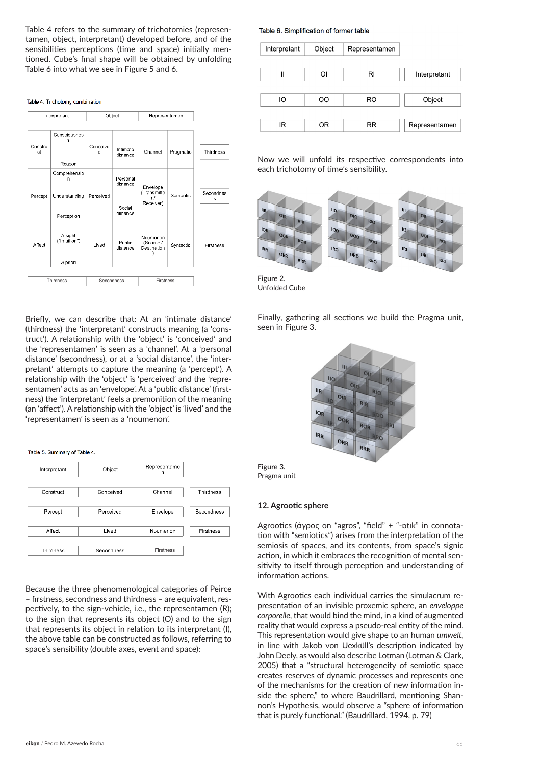Table 4 refers to the summary of trichotomies (representamen, object, interpretant) developed before, and of the sensibilities perceptions (time and space) initially mentioned. Cube's final shape will be obtained by unfolding Table 6 into what we see in Figure 5 and 6.

Table 4. Trichotomy combination

| Interpretant | | Object | Representamen | | | |
|---|---|---|---|---|---|---|
| Construct | Consciousness / Reason | Conceived | Intimate distance | Channel | Pragmatic | Thirdness |
| Percept | Comprehension / Understanding / Perception | Perceived | Personal distance / Social distance | Envelope (Transmitter / Receiver) | Semantic | Secondness |
| Affect | Alsight ("Intuition") / A priori | Lived | Public distance | Noumenon (Source / Destination) | Syntactic | Firstness |
| Thirdness | | Secondness | Firstness | | | |

Briefly, we can describe that: At an 'intimate distance' (thirdness) the 'interpretant' constructs meaning (a 'construct'). A relationship with the 'object' is 'conceived' and the 'representamen' is seen as a 'channel'. At a 'personal distance' (secondness), or at a 'social distance', the 'interpretant' attempts to capture the meaning (a 'percept'). A relationship with the 'object' is 'perceived' and the 'representamen' acts as an 'envelope'. At a 'public distance' (firstness) the 'interpretant' feels a premonition of the meaning (an 'affect'). A relationship with the 'object' is 'lived' and the 'representamen' is seen as a 'noumenon'.

Table 5. Summary of Table 4.

| Interpretant | Object | Representamen | |
|---|---|---|---|
| Construct | Conceived | Channel | Thirdness |
| Percept | Perceived | Envelope | Secondness |
| Affect | Lived | Noumenon | Firstness |
| Thirdness | Secondness | Firstness | |

Because the three phenomenological categories of Peirce – firstness, secondness and thirdness – are equivalent, respectively, to the sign-vehicle, i.e., the representamen (R); to the sign that represents its object (O) and to the sign that represents its object in relation to its interpretant (I), the above table can be constructed as follows, referring to space's sensibility (double axes, event and space):

Table 6. Simplification of former table

| Interpretant | Object | Representamen | |
|---|---|---|---|
| II | OI | RI | Interpretant |
| IO | OO | RO | Object |
| IR | OR | RR | Representamen |

Now we will unfold its respective correspondents into each trichotomy of time's sensibility.

Figure 2.
Unfolded Cube

Finally, gathering all sections we build the Pragma unit, seen in Figure 3.

Figure 3.
Pragma unit

## 12. Agrootic sphere

Agrootics (άγρος on "agros", "field" + "-ɒtɪk" in connotation with "semiotics") arises from the interpretation of the semiosis of spaces, and its contents, from space's signic action, in which it embraces the recognition of mental sensitivity to itself through perception and understanding of information actions.

With Agrootics each individual carries the simulacrum representation of an invisible proxemic sphere, an *enveloppe corporelle*, that would bind the mind, in a kind of augmented reality that would express a pseudo-real entity of the mind. This representation would give shape to an human *umwelt*, in line with Jakob von Uexküll's description indicated by John Deely, as would also describe Lotman (Lotman & Clark, 2005) that a "structural heterogeneity of semiotic space creates reserves of dynamic processes and represents one of the mechanisms for the creation of new information inside the sphere," to where Baudrillard, mentioning Shannon's Hypothesis, would observe a "sphere of information that is purely functional." (Baudrillard, 1994, p. 79)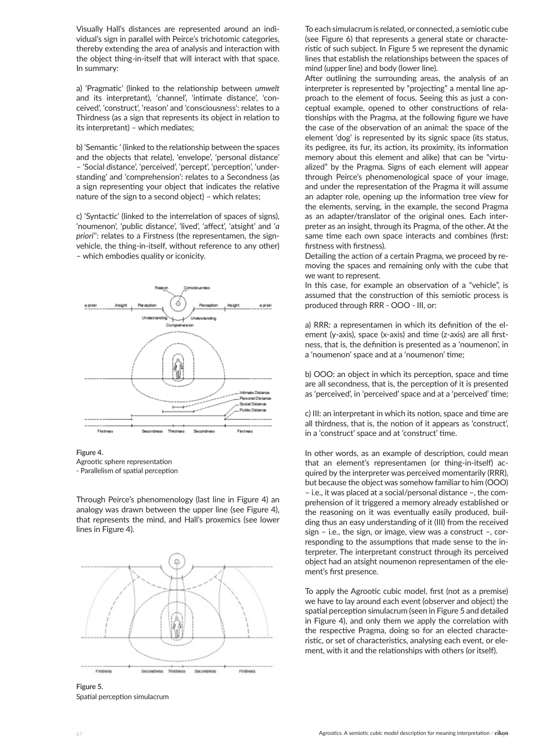Visually Hall's distances are represented around an individual's sign in parallel with Peirce's trichotomic categories, thereby extending the area of analysis and interaction with the object thing-in-itself that will interact with that space. In summary:

a) 'Pragmatic' (linked to the relationship between *umwelt* and its interpretant), 'channel', 'intimate distance', 'conceived', 'construct', 'reason' and 'consciousness': relates to a Thirdness (as a sign that represents its object in relation to its interpretant) – which mediates;

b) 'Semantic' (linked to the relationship between the spaces and the objects that relate), 'envelope', 'personal distance' – 'Social distance', 'perceived', 'percept', 'perception', 'understanding' and 'comprehension': relates to a Secondness (as a sign representing your object that indicates the relative nature of the sign to a second object) – which relates;

c) 'Syntactic' (linked to the interrelation of spaces of signs), 'noumenon', 'public distance', 'lived', 'affect', 'atsight' and '*a priori*': relates to a Firstness (the representamen, the sign-vehicle, the thing-in-itself, without reference to any other) – which embodies quality or iconicity.

Figure 4.
Agrootic sphere representation
- Parallelism of spatial perception

Through Peirce's phenomenology (last line in Figure 4) an analogy was drawn between the upper line (see Figure 4), that represents the mind, and Hall's proxemics (see lower lines in Figure 4).

Figure 5.
Spatial perception simulacrum

To each simulacrum is related, or connected, a semiotic cube (see Figure 6) that represents a general state or characteristic of such subject. In Figure 5 we represent the dynamic lines that establish the relationships between the spaces of mind (upper line) and body (lower line).

After outlining the surrounding areas, the analysis of an interpreter is represented by "projecting" a mental line approach to the element of focus. Seeing this as just a conceptual example, opened to other constructions of relationships with the Pragma, at the following figure we have the case of the observation of an animal: the space of the element 'dog' is represented by its signic space (its status, its pedigree, its fur, its action, its proximity, its information memory about this element and alike) that can be "virtualized" by the Pragma. Signs of each element will appear through Peirce's phenomenological space of your image, and under the representation of the Pragma it will assume an adapter role, opening up the information tree view for the elements, serving, in the example, the second Pragma as an adapter/translator of the original ones. Each interpreter as an insight, through its Pragma, of the other. At the same time each own space interacts and combines (first: firstness with firstness).

Detailing the action of a certain Pragma, we proceed by removing the spaces and remaining only with the cube that we want to represent.

In this case, for example an observation of a "vehicle", is assumed that the construction of this semiotic process is produced through RRR - OOO - III, or:

a) RRR: a representamen in which its definition of the element (y-axis), space (x-axis) and time (z-axis) are all firstness, that is, the definition is presented as a 'noumenon', in a 'noumenon' space and at a 'noumenon' time;

b) OOO: an object in which its perception, space and time are all secondness, that is, the perception of it is presented as 'perceived', in 'perceived' space and at a 'perceived' time;

c) III: an interpretant in which its notion, space and time are all thirdness, that is, the notion of it appears as 'construct', in a 'construct' space and at 'construct' time.

In other words, as an example of description, could mean that an element's representamen (or thing-in-itself) acquired by the interpreter was perceived momentarily (RRR), but because the object was somehow familiar to him (OOO) – i.e., it was placed at a social/personal distance –, the comprehension of it triggered a memory already established or the reasoning on it was eventually easily produced, building thus an easy understanding of it (III) from the received sign – i.e., the sign, or image, view was a construct –, corresponding to the assumptions that made sense to the interpreter. The interpretant construct through its perceived object had an atsight noumenon representamen of the element's first presence.

To apply the Agrootic cubic model, first (not as a premise) we have to lay around each event (observer and object) the spatial perception simulacrum (seen in Figure 5 and detailed in Figure 4), and only them we apply the correlation with the respective Pragma, doing so for an elected characteristic, or set of characteristics, analysing each event, or element, with it and the relationships with others (or itself).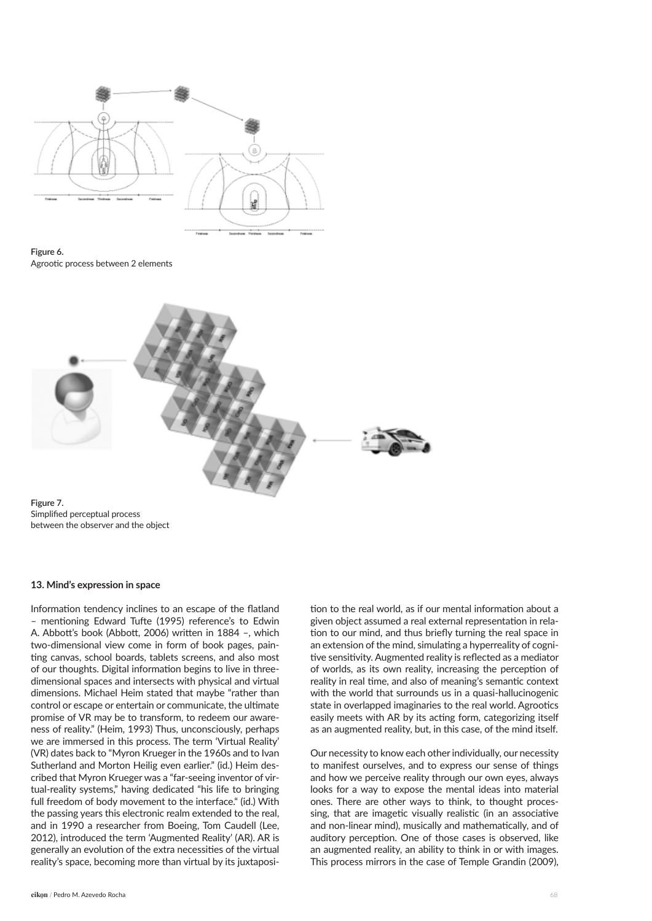Figure 6.
Agrootic process between 2 elements

Figure 7.
Simplified perceptual process between the observer and the object

**13. Mind's expression in space**

Information tendency inclines to an escape of the flatland – mentioning Edward Tufte (1995) reference's to Edwin A. Abbott's book (Abbott, 2006) written in 1884 –, which two-dimensional view come in form of book pages, painting canvas, school boards, tablets screens, and also most of our thoughts. Digital information begins to live in three-dimensional spaces and intersects with physical and virtual dimensions. Michael Heim stated that maybe "rather than control or escape or entertain or communicate, the ultimate promise of VR may be to transform, to redeem our awareness of reality." (Heim, 1993) Thus, unconsciously, perhaps we are immersed in this process. The term 'Virtual Reality' (VR) dates back to "Myron Krueger in the 1960s and to Ivan Sutherland and Morton Heilig even earlier." (id.) Heim described that Myron Krueger was a "far-seeing inventor of virtual-reality systems," having dedicated "his life to bringing full freedom of body movement to the interface." (id.) With the passing years this electronic realm extended to the real, and in 1990 a researcher from Boeing, Tom Caudell (Lee, 2012), introduced the term 'Augmented Reality' (AR). AR is generally an evolution of the extra necessities of the virtual reality's space, becoming more than virtual by its juxtaposition to the real world, as if our mental information about a given object assumed a real external representation in relation to our mind, and thus briefly turning the real space in an extension of the mind, simulating a hyperreality of cognitive sensitivity. Augmented reality is reflected as a mediator of worlds, as its own reality, increasing the perception of reality in real time, and also of meaning's semantic context with the world that surrounds us in a quasi-hallucinogenic state in overlapped imaginaries to the real world. Agrootics easily meets with AR by its acting form, categorizing itself as an augmented reality, but, in this case, of the mind itself.

Our necessity to know each other individually, our necessity to manifest ourselves, and to express our sense of things and how we perceive reality through our own eyes, always looks for a way to expose the mental ideas into material ones. There are other ways to think, to thought processing, that are imagetic visually realistic (in an associative and non-linear mind), musically and mathematically, and of auditory perception. One of those cases is observed, like an augmented reality, an ability to think in or with images. This process mirrors in the case of Temple Grandin (2009),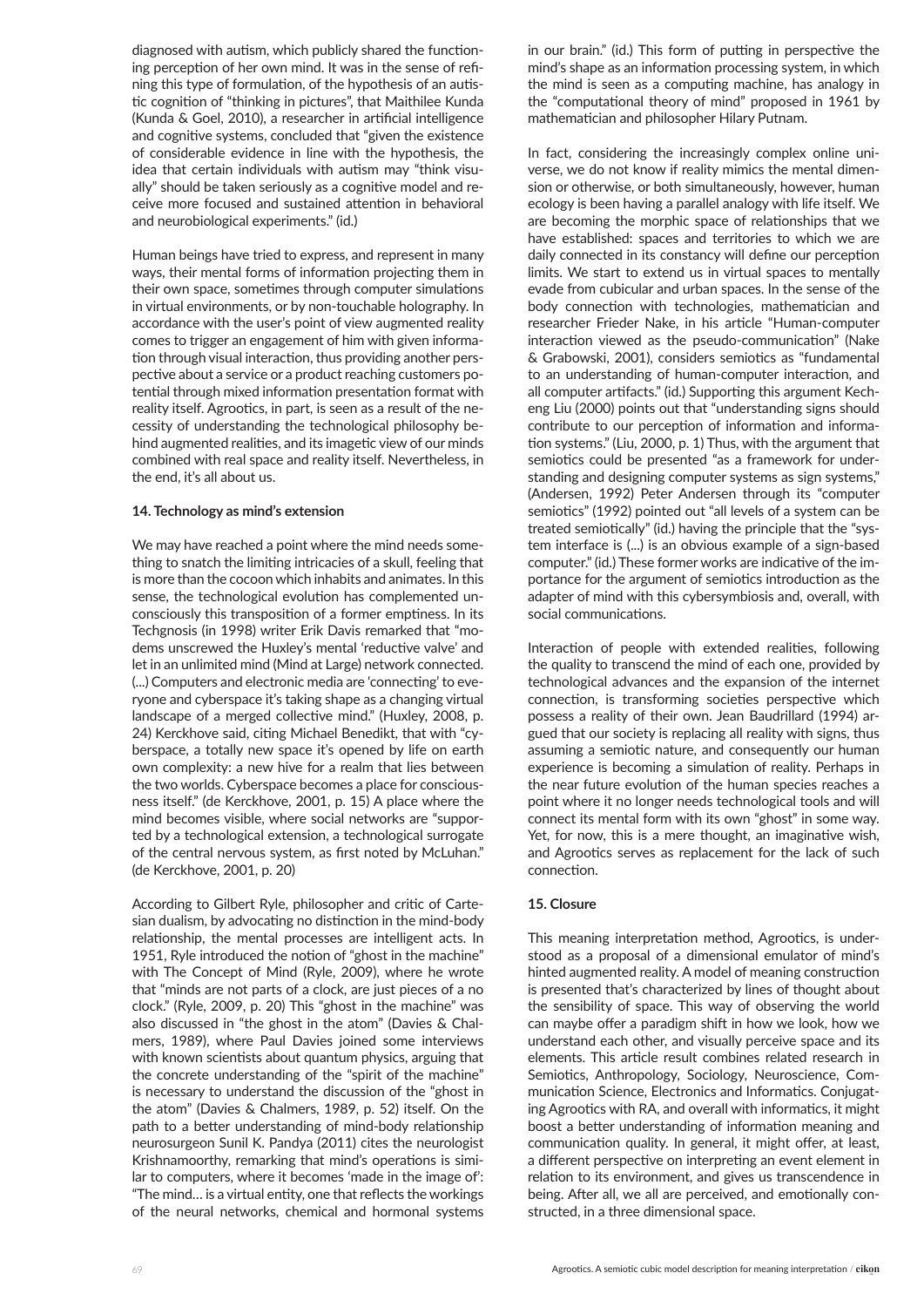diagnosed with autism, which publicly shared the functioning perception of her own mind. It was in the sense of refining this type of formulation, of the hypothesis of an autistic cognition of "thinking in pictures", that Maithilee Kunda (Kunda & Goel, 2010), a researcher in artificial intelligence and cognitive systems, concluded that "given the existence of considerable evidence in line with the hypothesis, the idea that certain individuals with autism may "think visually" should be taken seriously as a cognitive model and receive more focused and sustained attention in behavioral and neurobiological experiments." (id.)

Human beings have tried to express, and represent in many ways, their mental forms of information projecting them in their own space, sometimes through computer simulations in virtual environments, or by non-touchable holography. In accordance with the user's point of view augmented reality comes to trigger an engagement of him with given information through visual interaction, thus providing another perspective about a service or a product reaching customers potential through mixed information presentation format with reality itself. Agrootics, in part, is seen as a result of the necessity of understanding the technological philosophy behind augmented realities, and its imagetic view of our minds combined with real space and reality itself. Nevertheless, in the end, it's all about us.

### 14. Technology as mind's extension

We may have reached a point where the mind needs something to snatch the limiting intricacies of a skull, feeling that is more than the cocoon which inhabits and animates. In this sense, the technological evolution has complemented unconsciously this transposition of a former emptiness. In its Techgnosis (in 1998) writer Erik Davis remarked that "modems unscrewed the Huxley's mental 'reductive valve' and let in an unlimited mind (Mind at Large) network connected. (...) Computers and electronic media are 'connecting' to everyone and cyberspace it's taking shape as a changing virtual landscape of a merged collective mind." (Huxley, 2008, p. 24) Kerckhove said, citing Michael Benedikt, that with "cyberspace, a totally new space it's opened by life on earth own complexity: a new hive for a realm that lies between the two worlds. Cyberspace becomes a place for consciousness itself." (de Kerckhove, 2001, p. 15) A place where the mind becomes visible, where social networks are "supported by a technological extension, a technological surrogate of the central nervous system, as first noted by McLuhan." (de Kerckhove, 2001, p. 20)

According to Gilbert Ryle, philosopher and critic of Cartesian dualism, by advocating no distinction in the mind-body relationship, the mental processes are intelligent acts. In 1951, Ryle introduced the notion of "ghost in the machine" with The Concept of Mind (Ryle, 2009), where he wrote that "minds are not parts of a clock, are just pieces of a no clock." (Ryle, 2009, p. 20) This "ghost in the machine" was also discussed in "the ghost in the atom" (Davies & Chalmers, 1989), where Paul Davies joined some interviews with known scientists about quantum physics, arguing that the concrete understanding of the "spirit of the machine" is necessary to understand the discussion of the "ghost in the atom" (Davies & Chalmers, 1989, p. 52) itself. On the path to a better understanding of mind-body relationship neurosurgeon Sunil K. Pandya (2011) cites the neurologist Krishnamoorthy, remarking that mind's operations is similar to computers, where it becomes 'made in the image of': "The mind… is a virtual entity, one that reflects the workings of the neural networks, chemical and hormonal systems in our brain." (id.) This form of putting in perspective the mind's shape as an information processing system, in which the mind is seen as a computing machine, has analogy in the "computational theory of mind" proposed in 1961 by mathematician and philosopher Hilary Putnam.

In fact, considering the increasingly complex online universe, we do not know if reality mimics the mental dimension or otherwise, or both simultaneously, however, human ecology is been having a parallel analogy with life itself. We are becoming the morphic space of relationships that we have established: spaces and territories to which we are daily connected in its constancy will define our perception limits. We start to extend us in virtual spaces to mentally evade from cubicular and urban spaces. In the sense of the body connection with technologies, mathematician and researcher Frieder Nake, in his article "Human-computer interaction viewed as the pseudo-communication" (Nake & Grabowski, 2001), considers semiotics as "fundamental to an understanding of human-computer interaction, and all computer artifacts." (id.) Supporting this argument Kecheng Liu (2000) points out that "understanding signs should contribute to our perception of information and information systems." (Liu, 2000, p. 1) Thus, with the argument that semiotics could be presented "as a framework for understanding and designing computer systems as sign systems," (Andersen, 1992) Peter Andersen through its "computer semiotics" (1992) pointed out "all levels of a system can be treated semiotically" (id.) having the principle that the "system interface is (...) is an obvious example of a sign-based computer." (id.) These former works are indicative of the importance for the argument of semiotics introduction as the adapter of mind with this cybersymbiosis and, overall, with social communications.

Interaction of people with extended realities, following the quality to transcend the mind of each one, provided by technological advances and the expansion of the internet connection, is transforming societies perspective which possess a reality of their own. Jean Baudrillard (1994) argued that our society is replacing all reality with signs, thus assuming a semiotic nature, and consequently our human experience is becoming a simulation of reality. Perhaps in the near future evolution of the human species reaches a point where it no longer needs technological tools and will connect its mental form with its own "ghost" in some way. Yet, for now, this is a mere thought, an imaginative wish, and Agrootics serves as replacement for the lack of such connection.

### 15. Closure

This meaning interpretation method, Agrootics, is understood as a proposal of a dimensional emulator of mind's hinted augmented reality. A model of meaning construction is presented that's characterized by lines of thought about the sensibility of space. This way of observing the world can maybe offer a paradigm shift in how we look, how we understand each other, and visually perceive space and its elements. This article result combines related research in Semiotics, Anthropology, Sociology, Neuroscience, Communication Science, Electronics and Informatics. Conjugating Agrootics with RA, and overall with informatics, it might boost a better understanding of information meaning and communication quality. In general, it might offer, at least, a different perspective on interpreting an event element in relation to its environment, and gives us transcendence in being. After all, we all are perceived, and emotionally constructed, in a three dimensional space.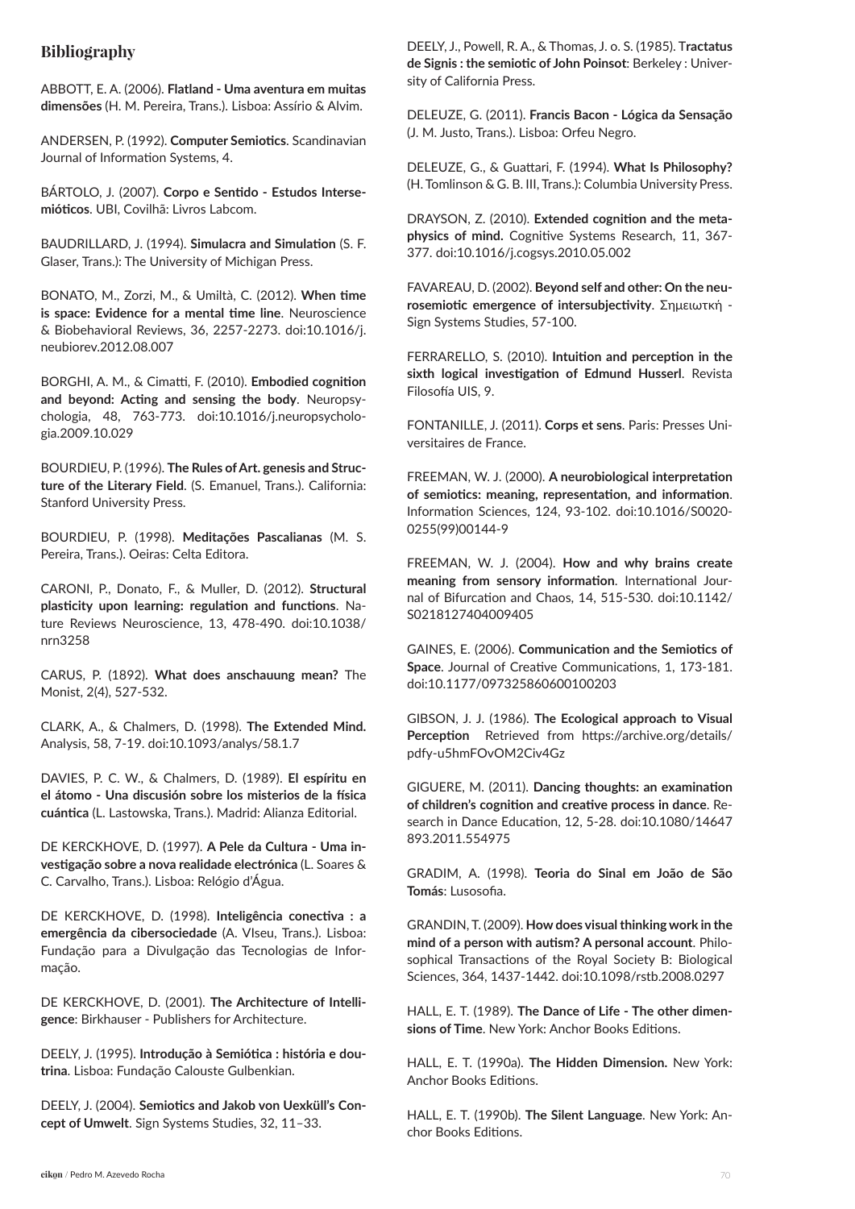## Bibliography

ABBOTT, E. A. (2006). **Flatland - Uma aventura em muitas dimensões** (H. M. Pereira, Trans.). Lisboa: Assírio & Alvim.

ANDERSEN, P. (1992). **Computer Semiotics**. Scandinavian Journal of Information Systems, 4.

BÁRTOLO, J. (2007). **Corpo e Sentido - Estudos Intersemióticos**. UBI, Covilhã: Livros Labcom.

BAUDRILLARD, J. (1994). **Simulacra and Simulation** (S. F. Glaser, Trans.): The University of Michigan Press.

BONATO, M., Zorzi, M., & Umiltà, C. (2012). **When time is space: Evidence for a mental time line**. Neuroscience & Biobehavioral Reviews, 36, 2257-2273. doi:10.1016/j.neubiorev.2012.08.007

BORGHI, A. M., & Cimatti, F. (2010). **Embodied cognition and beyond: Acting and sensing the body**. Neuropsychologia, 48, 763-773. doi:10.1016/j.neuropsychologia.2009.10.029

BOURDIEU, P. (1996). **The Rules of Art. genesis and Structure of the Literary Field**. (S. Emanuel, Trans.). California: Stanford University Press.

BOURDIEU, P. (1998). **Meditações Pascalianas** (M. S. Pereira, Trans.). Oeiras: Celta Editora.

CARONI, P., Donato, F., & Muller, D. (2012). **Structural plasticity upon learning: regulation and functions**. Nature Reviews Neuroscience, 13, 478-490. doi:10.1038/nrn3258

CARUS, P. (1892). **What does anschauung mean?** The Monist, 2(4), 527-532.

CLARK, A., & Chalmers, D. (1998). **The Extended Mind.** Analysis, 58, 7-19. doi:10.1093/analys/58.1.7

DAVIES, P. C. W., & Chalmers, D. (1989). **El espíritu en el átomo - Una discusión sobre los misterios de la física cuántica** (L. Lastowska, Trans.). Madrid: Alianza Editorial.

DE KERCKHOVE, D. (1997). **A Pele da Cultura - Uma investigação sobre a nova realidade electrónica** (L. Soares & C. Carvalho, Trans.). Lisboa: Relógio d'Água.

DE KERCKHOVE, D. (1998). **Inteligência conectiva : a emergência da cibersociedade** (A. VIseu, Trans.). Lisboa: Fundação para a Divulgação das Tecnologias de Informação.

DE KERCKHOVE, D. (2001). **The Architecture of Intelligence**: Birkhauser - Publishers for Architecture.

DEELY, J. (1995). **Introdução à Semiótica : história e doutrina**. Lisboa: Fundação Calouste Gulbenkian.

DEELY, J. (2004). **Semiotics and Jakob von Uexküll's Concept of Umwelt**. Sign Systems Studies, 32, 11–33.

DEELY, J., Powell, R. A., & Thomas, J. o. S. (1985). T**ractatus de Signis : the semiotic of John Poinsot**: Berkeley : University of California Press.

DELEUZE, G. (2011). **Francis Bacon - Lógica da Sensação** (J. M. Justo, Trans.). Lisboa: Orfeu Negro.

DELEUZE, G., & Guattari, F. (1994). **What Is Philosophy?** (H. Tomlinson & G. B. III, Trans.): Columbia University Press.

DRAYSON, Z. (2010). **Extended cognition and the metaphysics of mind.** Cognitive Systems Research, 11, 367-377. doi:10.1016/j.cogsys.2010.05.002

FAVAREAU, D. (2002). **Beyond self and other: On the neurosemiotic emergence of intersubjectivity**. Σημειωτκή - Sign Systems Studies, 57-100.

FERRARELLO, S. (2010). **Intuition and perception in the sixth logical investigation of Edmund Husserl**. Revista Filosofía UIS, 9.

FONTANILLE, J. (2011). **Corps et sens**. Paris: Presses Universitaires de France.

FREEMAN, W. J. (2000). **A neurobiological interpretation of semiotics: meaning, representation, and information**. Information Sciences, 124, 93-102. doi:10.1016/S0020-0255(99)00144-9

FREEMAN, W. J. (2004). **How and why brains create meaning from sensory information**. International Journal of Bifurcation and Chaos, 14, 515-530. doi:10.1142/S0218127404009405

GAINES, E. (2006). **Communication and the Semiotics of Space**. Journal of Creative Communications, 1, 173-181. doi:10.1177/097325860600100203

GIBSON, J. J. (1986). **The Ecological approach to Visual Perception** Retrieved from https://archive.org/details/pdfy-u5hmFOvOM2Civ4Gz

GIGUERE, M. (2011). **Dancing thoughts: an examination of children's cognition and creative process in dance**. Research in Dance Education, 12, 5-28. doi:10.1080/14647893.2011.554975

GRADIM, A. (1998). **Teoria do Sinal em João de São Tomás**: Lusosofia.

GRANDIN, T. (2009). **How does visual thinking work in the mind of a person with autism? A personal account**. Philosophical Transactions of the Royal Society B: Biological Sciences, 364, 1437-1442. doi:10.1098/rstb.2008.0297

HALL, E. T. (1989). **The Dance of Life - The other dimensions of Time**. New York: Anchor Books Editions.

HALL, E. T. (1990a). **The Hidden Dimension.** New York: Anchor Books Editions.

HALL, E. T. (1990b). **The Silent Language**. New York: Anchor Books Editions.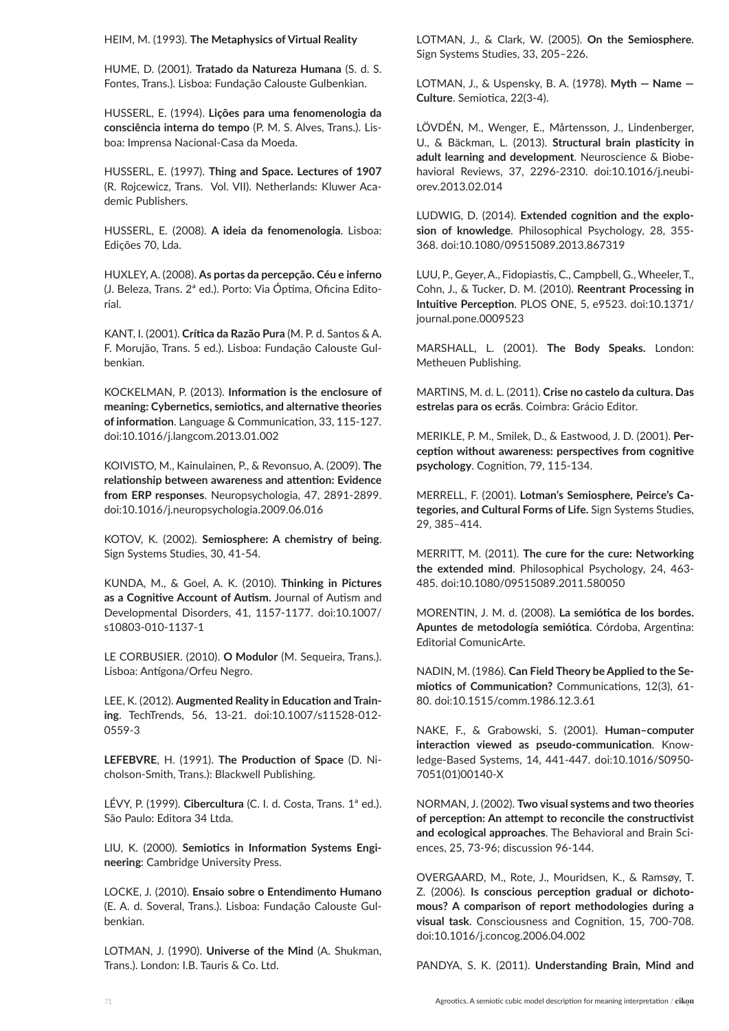HEIM, M. (1993). **The Metaphysics of Virtual Reality**

HUME, D. (2001). **Tratado da Natureza Humana** (S. d. S. Fontes, Trans.). Lisboa: Fundação Calouste Gulbenkian.

HUSSERL, E. (1994). **Lições para uma fenomenologia da consciência interna do tempo** (P. M. S. Alves, Trans.). Lisboa: Imprensa Nacional-Casa da Moeda.

HUSSERL, E. (1997). **Thing and Space. Lectures of 1907** (R. Rojcewicz, Trans. Vol. VII). Netherlands: Kluwer Academic Publishers.

HUSSERL, E. (2008). **A ideia da fenomenologia**. Lisboa: Edições 70, Lda.

HUXLEY, A. (2008). **As portas da percepção. Céu e inferno** (J. Beleza, Trans. 2ª ed.). Porto: Via Óptima, Oficina Editorial.

KANT, I. (2001). **Crítica da Razão Pura** (M. P. d. Santos & A. F. Morujão, Trans. 5 ed.). Lisboa: Fundação Calouste Gulbenkian.

KOCKELMAN, P. (2013). **Information is the enclosure of meaning: Cybernetics, semiotics, and alternative theories of information**. Language & Communication, 33, 115-127. doi:10.1016/j.langcom.2013.01.002

KOIVISTO, M., Kainulainen, P., & Revonsuo, A. (2009). **The relationship between awareness and attention: Evidence from ERP responses**. Neuropsychologia, 47, 2891-2899. doi:10.1016/j.neuropsychologia.2009.06.016

KOTOV, K. (2002). **Semiosphere: A chemistry of being**. Sign Systems Studies, 30, 41-54.

KUNDA, M., & Goel, A. K. (2010). **Thinking in Pictures as a Cognitive Account of Autism.** Journal of Autism and Developmental Disorders, 41, 1157-1177. doi:10.1007/s10803-010-1137-1

LE CORBUSIER. (2010). **O Modulor** (M. Sequeira, Trans.). Lisboa: Antígona/Orfeu Negro.

LEE, K. (2012). **Augmented Reality in Education and Training**. TechTrends, 56, 13-21. doi:10.1007/s11528-012-0559-3

**LEFEBVRE**, H. (1991). **The Production of Space** (D. Nicholson-Smith, Trans.): Blackwell Publishing.

LÉVY, P. (1999). **Cibercultura** (C. I. d. Costa, Trans. 1ª ed.). São Paulo: Editora 34 Ltda.

LIU, K. (2000). **Semiotics in Information Systems Engineering**: Cambridge University Press.

LOCKE, J. (2010). **Ensaio sobre o Entendimento Humano** (E. A. d. Soveral, Trans.). Lisboa: Fundação Calouste Gulbenkian.

LOTMAN, J. (1990). **Universe of the Mind** (A. Shukman, Trans.). London: I.B. Tauris & Co. Ltd.

LOTMAN, J., & Clark, W. (2005). **On the Semiosphere**. Sign Systems Studies, 33, 205–226.

LOTMAN, J., & Uspensky, B. A. (1978). **Myth — Name — Culture**. Semiotica, 22(3-4).

LÖVDÉN, M., Wenger, E., Mårtensson, J., Lindenberger, U., & Bäckman, L. (2013). **Structural brain plasticity in adult learning and development**. Neuroscience & Biobehavioral Reviews, 37, 2296-2310. doi:10.1016/j.neubiorev.2013.02.014

LUDWIG, D. (2014). **Extended cognition and the explosion of knowledge**. Philosophical Psychology, 28, 355-368. doi:10.1080/09515089.2013.867319

LUU, P., Geyer, A., Fidopiastis, C., Campbell, G., Wheeler, T., Cohn, J., & Tucker, D. M. (2010). **Reentrant Processing in Intuitive Perception**. PLOS ONE, 5, e9523. doi:10.1371/journal.pone.0009523

MARSHALL, L. (2001). **The Body Speaks.** London: Metheuen Publishing.

MARTINS, M. d. L. (2011). **Crise no castelo da cultura. Das estrelas para os ecrãs**. Coimbra: Grácio Editor.

MERIKLE, P. M., Smilek, D., & Eastwood, J. D. (2001). **Perception without awareness: perspectives from cognitive psychology**. Cognition, 79, 115-134.

MERRELL, F. (2001). **Lotman's Semiosphere, Peirce's Categories, and Cultural Forms of Life.** Sign Systems Studies, 29, 385–414.

MERRITT, M. (2011). **The cure for the cure: Networking the extended mind**. Philosophical Psychology, 24, 463-485. doi:10.1080/09515089.2011.580050

MORENTIN, J. M. d. (2008). **La semiótica de los bordes. Apuntes de metodología semiótica**. Córdoba, Argentina: Editorial ComunicArte.

NADIN, M. (1986). **Can Field Theory be Applied to the Semiotics of Communication?** Communications, 12(3), 61-80. doi:10.1515/comm.1986.12.3.61

NAKE, F., & Grabowski, S. (2001). **Human–computer interaction viewed as pseudo-communication**. Knowledge-Based Systems, 14, 441-447. doi:10.1016/S0950-7051(01)00140-X

NORMAN, J. (2002). **Two visual systems and two theories of perception: An attempt to reconcile the constructivist and ecological approaches**. The Behavioral and Brain Sciences, 25, 73-96; discussion 96-144.

OVERGAARD, M., Rote, J., Mouridsen, K., & Ramsøy, T. Z. (2006). **Is conscious perception gradual or dichotomous? A comparison of report methodologies during a visual task**. Consciousness and Cognition, 15, 700-708. doi:10.1016/j.concog.2006.04.002

PANDYA, S. K. (2011). **Understanding Brain, Mind and**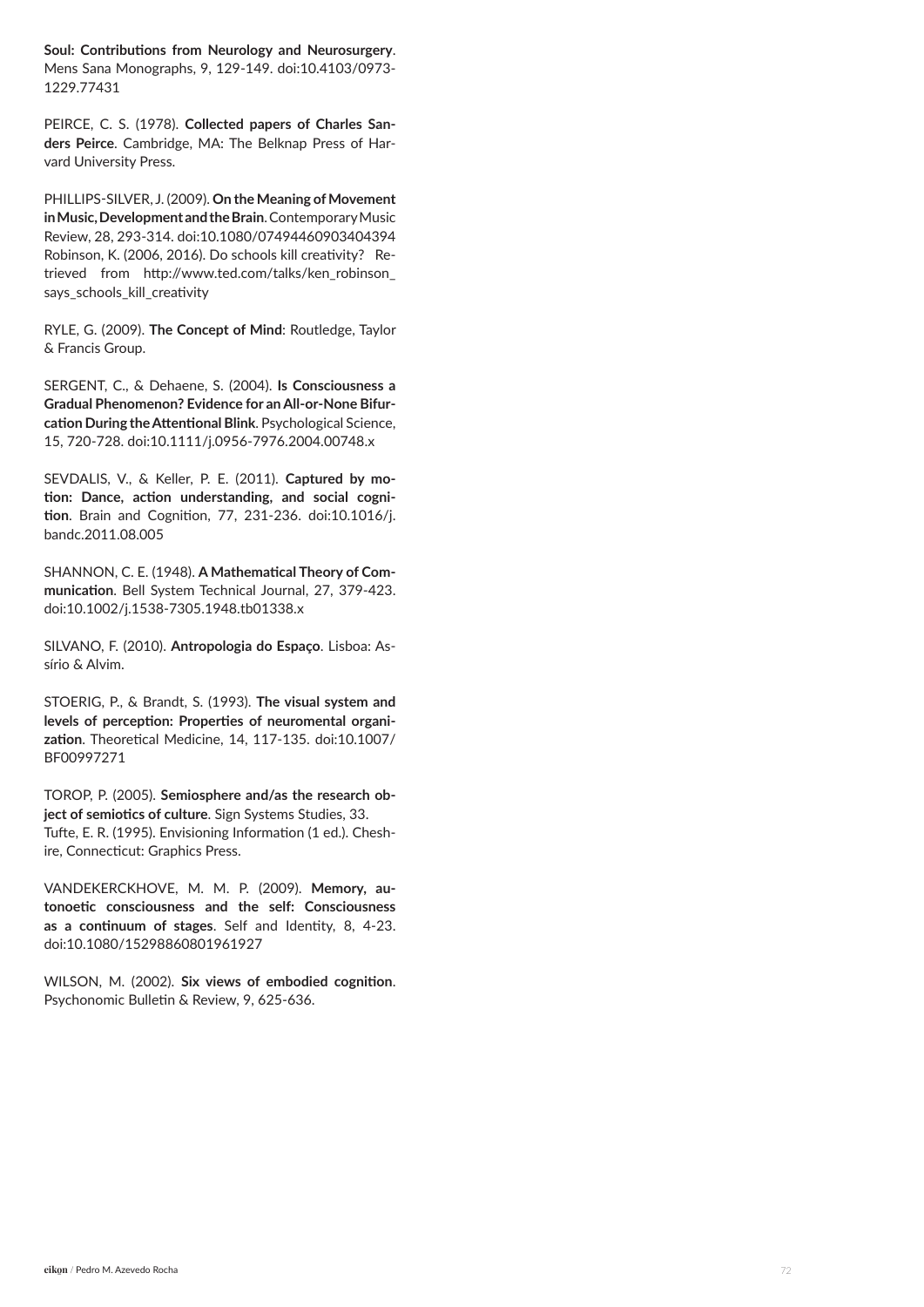**Soul: Contributions from Neurology and Neurosurgery**. Mens Sana Monographs, 9, 129-149. doi:10.4103/0973-1229.77431

PEIRCE, C. S. (1978). **Collected papers of Charles Sanders Peirce**. Cambridge, MA: The Belknap Press of Harvard University Press.

PHILLIPS-SILVER, J. (2009). **On the Meaning of Movement in Music, Development and the Brain**. Contemporary Music Review, 28, 293-314. doi:10.1080/07494460903404394 Robinson, K. (2006, 2016). Do schools kill creativity? Retrieved from http://www.ted.com/talks/ken_robinson_says_schools_kill_creativity

RYLE, G. (2009). **The Concept of Mind**: Routledge, Taylor & Francis Group.

SERGENT, C., & Dehaene, S. (2004). **Is Consciousness a Gradual Phenomenon? Evidence for an All-or-None Bifurcation During the Attentional Blink**. Psychological Science, 15, 720-728. doi:10.1111/j.0956-7976.2004.00748.x

SEVDALIS, V., & Keller, P. E. (2011). **Captured by motion: Dance, action understanding, and social cognition**. Brain and Cognition, 77, 231-236. doi:10.1016/j.bandc.2011.08.005

SHANNON, C. E. (1948). **A Mathematical Theory of Communication**. Bell System Technical Journal, 27, 379-423. doi:10.1002/j.1538-7305.1948.tb01338.x

SILVANO, F. (2010). **Antropologia do Espaço**. Lisboa: Assírio & Alvim.

STOERIG, P., & Brandt, S. (1993). **The visual system and levels of perception: Properties of neuromental organization**. Theoretical Medicine, 14, 117-135. doi:10.1007/BF00997271

TOROP, P. (2005). **Semiosphere and/as the research object of semiotics of culture**. Sign Systems Studies, 33.
Tufte, E. R. (1995). Envisioning Information (1 ed.). Cheshire, Connecticut: Graphics Press.

VANDEKERCKHOVE, M. M. P. (2009). **Memory, autonoetic consciousness and the self: Consciousness as a continuum of stages**. Self and Identity, 8, 4-23. doi:10.1080/15298860801961927

WILSON, M. (2002). **Six views of embodied cognition**. Psychonomic Bulletin & Review, 9, 625-636.